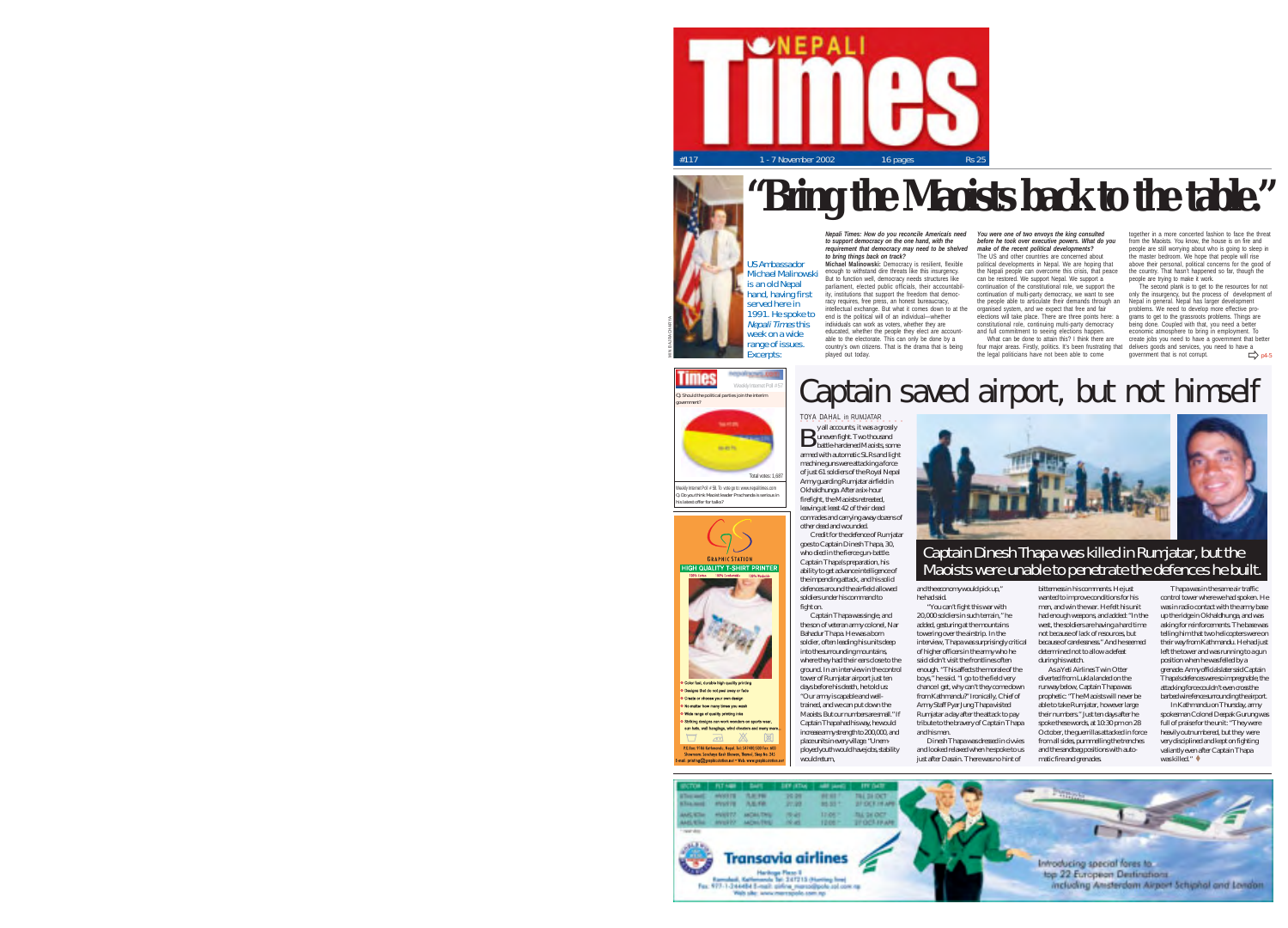# NEPALI Times

#117 | 1 - 7 November 2002 | 16 pages | Rs 25

# "Bring the Maoists back to the table."

US Ambassador Michael Malinowski is an old Nepal hand, having first served here in 1991. He spoke to *Nepali Times* this week on a wide range of issues. Excerpts:

***Nepali Times: How do you reconcile Americas need to support democracy on the one hand, with the requirement that democracy may need to be shelved to bring things back on track?***

**Michael Malinowski:** Democracy is resilient, flexible enough to withstand dire threats like this insurgency. But to function well, democracy needs structures like parliament, elected public officials, their accountability, institutions that support the freedom that democracy requires, free press, an honest bureaucracy, intellectual exchange. But what it comes down to at the end is the political will of an individual—whether individuals can work as voters, whether they are educated, whether the people they elect are accountable to the electorate. This can only be done by a country's own citizens. That is the drama that is being played out today.

***You were one of two envoys the king consulted before he took over executive powers. What do you make of the recent political developments?***

The US and other countries are concerned about political developments in Nepal. We are hoping that the Nepali people can overcome this crisis, that peace can be restored. We support Nepal. We support a continuation of the constitutional role, we support the continuation of multi-party democracy, we want to see the people able to articulate their demands through an organised system, and we expect that free and fair elections will take place. There are three points here: a constitutional role, continuing multi-party democracy and full commitment to seeing elections happen.

What can be done to attain this? I think there are four major areas. Firstly, politics. It's been frustrating that the legal politicians have not been able to come together in a more concerted fashion to face the threat from the Maoists. You know, the house is on fire and people are still worrying about who is going to sleep in the master bedroom. We hope that people will rise above their personal, political concerns for the good of the country. That hasn't happened so far, though the people are trying to make it work.

The second plank is to get to the resources for not only the insurgency, but the process of development of Nepal in general. Nepal has larger development problems. We need to develop more effective programs to get to the grassroots problems. Things are being done. Coupled with that, you need a better economic atmosphere to bring in employment. To create jobs you need to have a government that better delivers goods and services, you need to have a government that is not corrupt. ⇨ p4-5

---

**Times** nepalnews.com — Weekly Internet Poll # 57

Q. Should the political parties join the interim government?

Total votes: 1,687

Weekly Internet Poll # 58. To vote go to: www.nepalitimes.com

Q. Do you think Maoist leader Prachanda is serious in his latest offer for talks?

---

# Captain saved airport, but not himself

TOYA DAHAL in RUMJATAR

By all accounts, it was a grossly uneven fight. Two thousand battle-hardened Maoists, some armed with automatic SLRs and light machine guns were attacking a force of just 61 soldiers of the Royal Nepal Army guarding Rumjatar airfield in Okhaldhunga. After a six-hour firefight, the Maoists retreated, leaving at least 42 of their dead comrades and carrying away dozens of other dead and wounded.

Credit for the defence of Rumjatar goes to Captain Dinesh Thapa, 30, who died in the fierce gun-battle. Captain Thapa's preparation, his ability to get advance intelligence of the impending attack, and his solid defences around the airfield allowed soldiers under his command to fight on.

Captain Thapa was single, and the son of veteran army colonel, Nar Bahadur Thapa. He was a born soldier, often leading his units deep into the surrounding mountains, where they had their ears close to the ground. In an interview in the control tower of Rumjatar airport just ten days before his death, he told us: "Our army is capable and well-trained, and we can put down the Maoists. But our numbers are small." If Captain Thapa had his way, he would increase army strength to 200,000, and place units in every village. "Unemployed youth would have jobs, stability would return, and the economy would pick up," he had said.

"You can't fight this war with 20,000 soldiers in such terrain," he added, gesturing at the mountains towering over the airstrip. In the interview, Thapa was surprisingly critical of higher officers in the army who he said didn't visit the frontlines often enough. "This affects the morale of the boys," he said. "I go to the field very chance I get, why can't they come down from Kathmandu?" Ironically, Chief of Army Staff Pyar Jung Thapa visited Rumjatar a day after the attack to pay tribute to the bravery of Captain Thapa and his men.

Dinesh Thapa was dressed in civvies and looked relaxed when he spoke to us just after Dasain. There was no hint of bitterness in his comments. He just wanted to improve conditions for his men, and win the war. He felt his unit had enough weapons, and added: "In the west, the soldiers are having a hard time not because of lack of resources, but because of carelessness." And he seemed determined not to allow a defeat during his watch.

As a Yeti Airlines Twin Otter diverted from Lukla landed on the runway below, Captain Thapa was prophetic: "The Maoists will never be able to take Rumjatar, however large their numbers." Just ten days after he spoke these words, at 10:30 pm on 28 October, the guerrillas attacked in force from all sides, pummelling the trenches and the sandbag positions with automatic fire and grenades.

Thapa was in the same air traffic control tower where we had spoken. He was in radio contact with the army base up the ridge in Okhaldhunga, and was asking for reinforcements. The base was telling him that two helicopters were on their way from Kathmandu. He had just left the tower and was running to a gun position when he was felled by a grenade. Army officials later said Captain Thapa's defences were so impregnable, the attacking force couldn't even cross the barbed wire fences surrounding the airport.

In Kathmandu on Thursday, army spokesman Colonel Deepak Gurung was full of praise for the unit: "They were heavily outnumbered, but they were very disciplined and kept on fighting valiantly even after Captain Thapa was killed." ♦

Captain Dinesh Thapa was killed in Rumjatar, but the Maoists were unable to penetrate the defences he built.

---

**Transavia airlines**

Introducing special fares to top 22 European Destinations including Amsterdam Airport Schiphol and London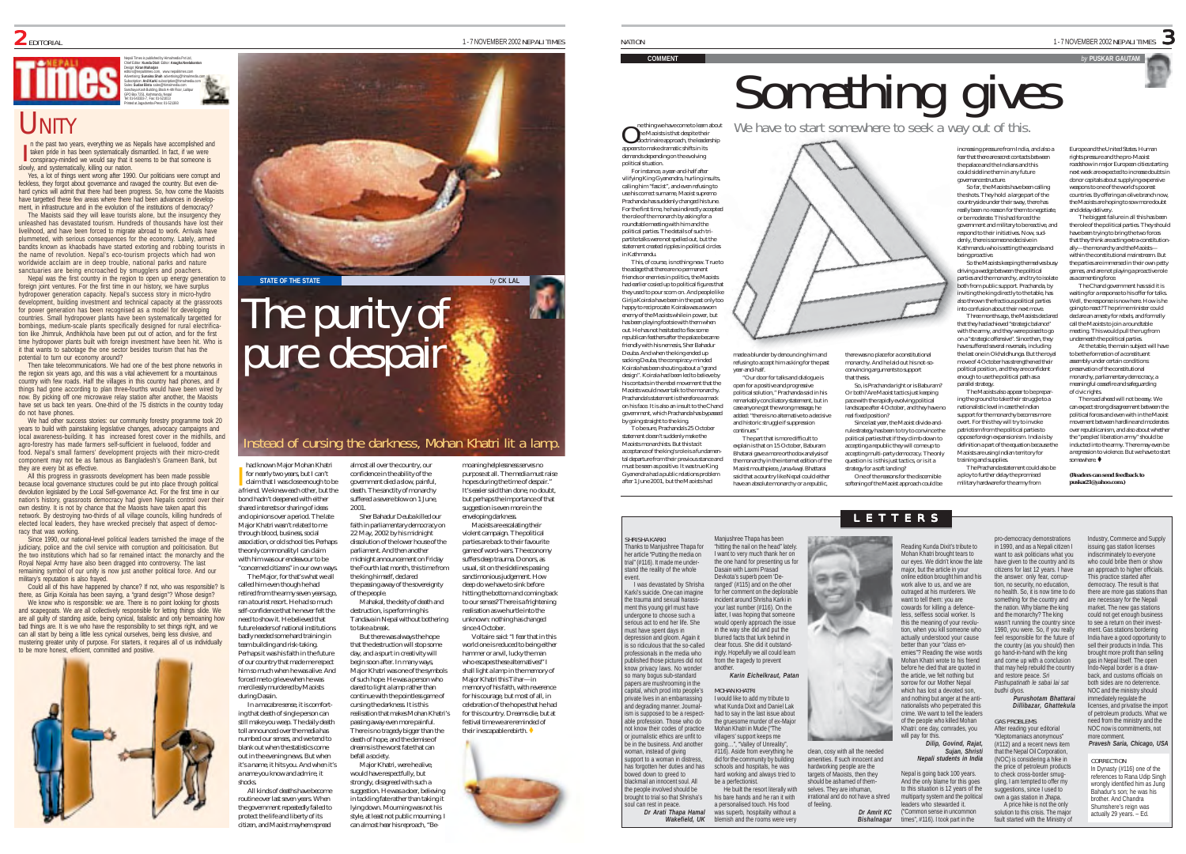# UNITY

Nepali Times is published by Himalmedia Pvt Ltd, Chief Editor: **Kunda Dixit** Editor: **Anagha Neelakantan**
Design: **Kiran Maharjan**
editors@nepalitimes.com, www.nepalitimes.com
Advertising: **Sunaina Shah** advertising@himalmedia.com
Subscription: **Anil Karki** subscription@himalmedia.com
Sales: **Sudan Bista** sales@himalmedia.com
Sanchaya Kosh Building, Block A-4th Floor, Lalitpur
GPO Box 7251, Kathmandu, Nepal
Tel: 01-543333-7, Fax: 01-521013
Printed at Jagadamba Press: 01-521393

In the past two years, everything we as Nepalis have accomplished and taken pride in has been systematically dismantled. In fact, if we were conspiracy-minded we would say that it seems to be that someone is slowly, and systematically, killing our nation.

Yes, a lot of things went wrong after 1990. Our politicians were corrupt and feckless, they forgot about governance and ravaged the country. But even die-hard cynics will admit that there had been progress. So, how come the Maoists have targetted these few areas where there had been advances in development, in infrastructure and in the evolution of the institutions of democracy?

The Maoists said they will leave tourists alone, but the insurgency they unleashed has devastated tourism. Hundreds of thousands have lost their livelihood, and have been forced to migrate abroad to work. Arrivals have plummeted, with serious consequences for the economy. Lately, armed bandits known as khaobadis have started extorting and robbing tourists in the name of revolution. Nepal's eco-tourism projects which had won worldwide acclaim are in deep trouble, national parks and nature sanctuaries are being encroached by smugglers and poachers.

Nepal was the first country in the region to open up energy generation to foreign joint ventures. For the first time in our history, we have surplus hydropower generation capacity. Nepal's success story in micro-hydro development, building investment and technical capacity at the grassroots for power generation has been recognised as a model for developing countries. Small hydropower plants have been systematically targetted for bombings, medium-scale plants specifically designed for rural electrification like Jhimruk, Andhikhola have been put out of action, and for the first time hydropower plants built with foreign investment have been hit. Who is it that wants to sabotage the one sector besides tourism that has the potential to turn our economy around?

Then take telecommunications. We had one of the best phone networks in the region six years ago, and this was a vital achievement for a mountainous country with few roads. Half the villages in this country had phones, and if things had gone according to plan three-fourths would have been wired by now. By picking off one microwave relay station after another, the Maoists have set us back ten years. One-third of the 75 districts in the country today do not have phones.

We had other success stories: our community forestry programme took 20 years to build with painstaking legislative changes, advocacy campaigns and local awareness-building. It has increased forest cover in the midhills, and agro-forestry has made farmers self-sufficient in fuelwood, fodder and food. Nepal's small farmers' development projects with their micro-credit component may not be as famous as Bangladesh's Grameen Bank, but they are every bit as effective.

All this progress in grassroots development has been made possible because local governance structures could be put into place through political devolution legislated by the Local Self-governance Act. For the first time in our nation's history, grassroots democracy had given Nepalis control over their own destiny. It is not by chance that the Maoists have taken apart this network. By destroying two-thirds of all village councils, killing hundreds of elected local leaders, they have wrecked precisely that aspect of democracy that was working.

Since 1990, our national-level political leaders tarnished the image of the judiciary, police and the civil service with corruption and politicisation. But the two institutions which had so far remained intact: the monarchy and the Royal Nepal Army have also been dragged into controversy. The last remaining symbol of our unity is now just another political force. And our military's reputation is also frayed.

Could all of this have happened by chance? If not, who was responsible? Is there, as Girija Koirala has been saying, a "grand design"? Whose design?

We know who is responsible: we are. There is no point looking for ghosts and scapegoats. We are all collectively responsible for letting things slide. We are all guilty of standing aside, being cynical, fatalistic and only bemoaning how bad things are. It is we who have the responsibility to set things right, and we can all start by being a little less cynical ourselves, being less divisive, and mustering greater unity of purpose. For starters, it requires all of us individually to be more honest, efficient, committed and positive.

---

STATE OF THE STATE by CK LAL

# The purity of pure despair

## Instead of cursing the darkness, Mohan Khatri lit a lamp.

I had known Major Mohan Khatri for nearly two years, but I can't claim that I was close enough to be a friend. We knew each other, but the bond hadn't deepened with either shared interests or sharing of ideas and opinions over a period. The late Major Khatri wasn't related to me through blood, business, social association, or old school ties. Perhaps the only commonality I can claim with him was our endeavour to be "concerned citizens" in our own ways.

The Major, for that's what we all called him even though he had retired from the army seven years ago, ran a tourist resort. He had so much self-confidence that he never felt the need to show it. He believed that future leaders of national institutions badly needed some hard training in team building and risk-taking. Perhaps it was his faith in the future of our country that made me respect him so much when he was alive. And forced me to grieve when he was mercilessly murdered by Maoists during Dasain.

In a macabre sense, it is comforting that death of single person can still make you weep. The daily death toll announced over the media has numbed our senses, and we tend to blank out when the statistics come out in the evening news. But when it's a name, it hits you. And when it's a name you know and admire, it shocks.

All kinds of deaths have become routine over last seven years. When the government repeatedly failed to protect the life and liberty of its citizen, and Maoist mayhem spread almost all over the country, our confidence in the ability of the government died a slow, painful, death. The sanctity of monarchy suffered a severe blow on 1 June, 2001.

Sher Bahadur Deuba killed our faith in parliamentary democracy on 22 May, 2002 by his midnight dissolution of the lower house of the parliament. And then another midnight announcement on Friday the Fourth last month, this time from the king himself, declared the passing away of the sovereignty of the people.

Mahakal, the deity of death and destruction, is performing his Tandava in Nepal without bothering to take a break.

But there was always the hope that the destruction will stop some day, and a spurt in creativity will begin soon after. In many ways, Major Khatri was one of the symbols of such hope. He was a person who dared to light a lamp rather than continue with the pointless game of cursing the darkness. It is this realisation that makes Mohan Khatri's passing away even more painful. There is no tragedy bigger than the death of hope, and the demise of dreams is the worst fate that can befall a society.

Major Khatri, were he alive, would have respectfully, but strongly, disagreed with such a suggestion. He was a doer, believing in tackling fate rather than taking it lying down. Mourning was not his style, at least not public mourning. I can almost hear his reproach, "Bemoaning helplessness serves no purpose at all. The media must raise hopes during the time of despair." It's easier said than done, no doubt, but perhaps the importance of that suggestion is even more in the enveloping darkness.

Maoists are escalating their violent campaign. The political parties are back to their favourite game of word-wars. The economy suffers deep trauma. Donors, as usual, sit on the sidelines passing sanctimonious judgement. How deep do we have to sink before hitting the bottom and coming back to our senses? There is a frightening realisation as we hurtle into the unknown: nothing has changed since 4 October.

Voltaire said: "I fear that in this world one is reduced to being either hammer or anvil, lucky the man who escapes these alternatives!" I shall light a lamp in the memory of Major Khatri this Tihar—in memory of his faith, with reverence for his courage, but most of all, in celebration of the hopes that he had for this country. Dreams die, but at festival time we are reminded of their inescapable rebirth.

---

COMMENT by PUSKAR GAUTAM

# Something gives

## We have to start somewhere to seek a way out of this.

One thing we have come to learn about the Maoists is that despite their doctrinaire approach, the leadership appears to make dramatic shifts in its demands depending on the evolving political situation.

For instance, a year-and-half after vilifying King Gyanendra, hurling insults, calling him "fascist", and even refusing to use his correct surname, Maoist supremo Prachanda has suddenly changed his tune. For the first time, he has indirectly accepted the role of the monarch by asking for a roundtable meeting with him and the political parties. The details of such tri-partite talks were not spelled out, but the statement created ripples in political circles in Kathmandu.

This, of course, is nothing new. True to the adage that there are no permanent friends or enemies in politics, the Maoists had earlier cosied up to political figures that they used to pour scorn on. And people like Girija Koirala have been in the past only too happy to reciprocate: Koirala was a sworn enemy of the Maoists while in power, but has been playing footsie with them when out. He has not hesitated to flex some republican feathers after the palace became friendly with his nemesis, Sher Bahadur Deuba. And when the king ended up sacking Deuba, the conspiracy-minded Koirala has been shouting about a "grand design". Koirala had been led to believe by his contacts in the rebel movement that the Maoists would never talk to the monarchy. Prachanda's statement is therefore a smack on his face. It is also an insult to the Chand government, which Prachanda has bypassed by going straight to the king.

To be sure, Prachanda's 25 October statement doesn't suddenly make the Maoists monarchists. But this tacit acceptance of the king's role is a fundamental departure from their previous stance and must be seen as positive. It was true King Gyanendra had a public relations problem after 1 June 2001, but the Maoists had made a blunder by denouncing him and refusing to accept him asking for the past year-and-half.

"Our door for talks and dialogue is open for a positive and progressive political solution," Prachanda said in his remarkably conciliatory statement, but in case anyone got the wrong message, he added: "there is no alternative to a decisive and historic struggle if suppression continues."

The part that is more difficult to explain is that on 15 October, Baburam Bhattarai gave an more orthodox analysis of the monarchy in the internet edition of the Maoist mouthpiece, *Jana Awaj*. Bhattarai said that a country like Nepal could either have an absolute monarchy or a republic, there was no place for a constitutional monarchy. And he laid out his not-so-convincing arguments to support that thesis.

So, is Prachanda right or is Baburam? Or both? Are Maoist tactics just keeping pace with the rapidly evolving political landscape after 4 October, and they have no real fixed position?

Since last year, the Maoist divide-and-rule strategy has been to try to convince the political parties that if they climb down to accepting a republic they will come up to accepting multi-party democracy. The only question is: is this just tactics, or is it a strategy for a soft landing?

One of the reasons for the discernible softening of the Maoist approach could be increasing pressure from India, and also a fear that there are secret contacts between the palace and the Indians and this could sideline them in any future governance structure.

So far, the Maoists have been calling the shots. They hold a large part of the countryside under their sway, there has really been no reason for them to negotiate, or be moderate. This had forced the government and military to be reactive, and respond to their initiatives. Now, suddenly, there is someone more decisive in Kathmandu who is setting the agenda and being proactive.

So the Maoists keeping themselves busy driving a wedge between the political parties and the monarchy, and try to isolate both from public support. Prachanda, by inviting the king directly to the table, has also thrown the fractious political parties into confusion about their next move.

Three months ago, the Maoists declared that they had achieved "strategic balance" with the army, and they were poised to go on a "strategic offensive". Since then, they have suffered several reversals, including the last one in Okhaldhunga. But the royal move of 4 October has strengthened their political position, and they are confident enough to use the political path as a parallel strategy.

The Maoists also appear to be preparing the ground to take their struggle to a nationalistic level in case the Indian support for the monarchy becomes more overt. For this they will try to invoke patriotism from the political parties to oppose foreign expansionism. India is by definition a part of the equation because the Maoists are using Indian territory for training and supplies.

The Prachanda statement could also be a ploy to further delay the promised military hardware for the army from Europe and the United States. Human rights pressure and the pro-Maoist roadshow in major European cities starting next week are expected to increase doubts in donor capitals about supplying expensive weapons to one of the world's poorest countries. By offering an olive branch now, the Maoists are hoping to sow more doubt and delay delivery.

The biggest failure in all this has been the role of the political parties. They should have been trying to bring the two forces that they think are acting extra-constitutionally—the monarchy and the Maoists—within the constitutional mainstream. But the parties are immersed in their own petty games, and are not playing a proactive role as a cementing force.

The Chand government has said it is waiting for a response to his offer for talks. Well, the response is now here. How is he going to react? The prime minister could declare an amnesty for rebels, and formally call the Maoists to join a roundtable meeting. This would pull the rug from underneath the political parties.

At the table, the main subject will have to be the formation of a constituent assembly under certain conditions: preservation of the constitutional monarchy, parliamentary democracy, a meaningful ceasefire and safeguarding of civic rights.

The road ahead will not be easy. We can expect strong disagreement between the political forces and even with in the Maoist movement between hardliners and moderates over republicanism, and also about whether the "peoples' liberation army" should be inducted into the army. There may even be a regression to violence. But we have to start somewhere.

**(Readers can send feedback to puskar21@yahoo.com.)**

---

# LETTERS

### SHRISHA KARKI

Thanks to Manjushree Thapa for her article "Putting the media on trial" (#116). It made me understand the reality of the whole event.

I was devastated by Shrisha Karki's suicide. One can imagine the trauma and sexual harassment this young girl must have undergone to choose such a serious act to end her life. She must have spent days in depression and gloom. Again it is so ridiculous that the so-called professionals in the media who published those pictures did not know privacy laws. No wonder so many bogus sub-standard papers are mushrooming in the capital, which prod into people's private lives in an embarrassing and degrading manner. Journalism is supposed to be a respectable profession. Those who do not know their codes of practice or journalistic ethics are unfit to be in the business. And another woman, instead of giving support to a woman in distress, has forgotten her duties and has bowed down to greed to blackmail an innocent soul. All the people involved should be brought to trial so that Shrisha's soul can rest in peace.

***Dr Arati Thapa Hamal, Wakefield, UK***

Manjushree Thapa has been "hitting the nail on the head" lately. I want to very much thank her on the one hand for presenting us for Dasain with Laxmi Prasad Devkota's superb poem 'Deranged' (#115) and on the other for her comment on the deplorable incident around Shrisha Karki in your last number (#116). On the latter, I was hoping that someone would openly approach the issue in the way she did and put the blurred facts that lurk behind in clear focus. She did it outstandingly. Hopefully we all could learn from the tragedy to prevent another.

***Karin Eichelkraut, Patan***

### MOHAN KHATRI

I would like to add my tribute to what Kunda Dixit and Daniel Lak had to say in the last issue about the gruesome murder of ex-Major Mohan Khatri in Mude ("The villagers' support keeps me going...", "Valley of Unreality", #116). Aside from everything he did for the community by building schools and hospitals, he was hard working and always tried to be a perfectionist.

He built the resort literally with his bare hands and he ran it with a personalised touch. His food was superb, hospitality without a blemish and the rooms were very clean, cosy with all the needed amenities. If such innocent and hardworking people are the targets of Maoists, then they should be ashamed of themselves. They are inhuman, irrational and do not have a shred of feeling.

***Dr Amrit KC, Bishalnagar***

Reading Kunda Dixit's tribute to Mohan Khatri brought tears to our eyes. We didn't know the late major, but the article in your online edition brought him and his work alive to us, and we are outraged at his murderers. We want to tell them: you are cowards for killing a defenceless, selfless social worker. Is this the meaning of your revolution, when you kill someone who actually understood your cause better than your "class enemies"? Reading the wise words Mohan Khatri wrote to his friend before he died that are quoted in the article, we felt nothing but sorrow for our Mother Nepal which has lost a devoted son, and nothing but anger at the anti-nationalists who perpetrated this crime. We want to tell the leaders of the people who killed Mohan Khatri: one day, comrades, you will pay for this.

***Dilip, Govind, Rajat, Sujan, Shristi, Nepali students in India***

Nepal is going back 100 years. And the only blame for this goes to this situation is 12 years of the multiparty system and the political leaders who stewarded it. ("Common sense in uncommon times", #116). I took part in the pro-democracy demonstrations in 1990, and as a Nepali citizen I want to ask politicians what you have given to the country and its citizens for last 12 years. I have the answer: only fear, corruption, no security, no education, no health. So, it is now time to do something for the country and the nation. Why blame the king and the monarchy? The king wasn't running the country since 1990, you were. So, if you really feel responsible for the future of the country (as you should) then go hand-in-hand with the king and come up with a conclusion that may help rebuild the country and restore peace. *Sri Pashupatinath le sabai lai sat budhi diyos.*

***Purushotam Bhattarai, Dillibazar, Ghattekula***

### GAS PROBLEMS

After reading your editorial "Kleptomaniacs anonymous" (#112) and a recent news item that the Nepal Oil Corporation (NOC) is considering a hike in the price of petroleum products to check cross-border smuggling, I am tempted to offer my suggestions, since I used to own a gas station in Jhapa.

A price hike is not the only solution to this crisis. The major fault started with the Ministry of Industry, Commerce and Supply issuing gas station licenses indiscriminately to everyone who could bribe them or show an approach to higher officials. This practice started after democracy. The result is that there are more gas stations than are necessary for the Nepali market. The new gas stations could not get enough business to see a return on their investment. Gas stations bordering India have a good opportunity to sell their products in India. This brought more profit than selling gas in Nepal itself. The open Indo-Nepal border is a drawback, and customs officials on both sides are no deterrence. NOC and the ministry should immediately regulate the licenses, and privatise the import of petroleum products. What we need from the ministry and the NOC now is commitments, not more comment.

***Pravesh Saria, Chicago, USA***

### CORRECTION

In Dynasty (#116) one of the references to Rana Udip Singh wrongly identified him as Jung Bahadur's son; he was his brother. And Chandra Shumshere's reign was actually 29 years. – Ed.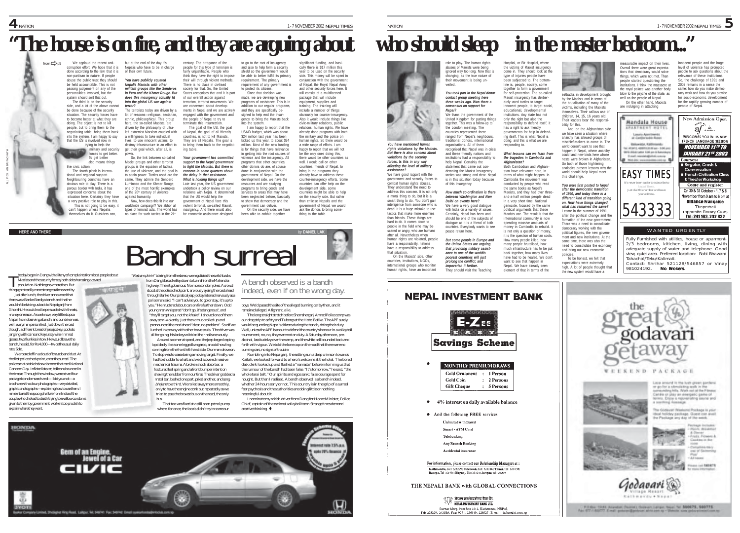# "The house is on fire, and they are arguing about who should sleep in the master bedroom..."

from p1

We applaud the recent anti-corruption effort. We hope that it is done according to the law, that it is non-partisan in nature. If people abuse the public trust they should be held accountable. This is not passing judgement on any of the personalities involved, but the system should sort that out.

The third is on the security side, and a lot of the above cannot be done because of the security situation. The security forces have to become better at what they are doing. The object is not to kill people, but to bring them to the negotiating table, bring them back into the system. I am happy to say that the US is involved now in trying to help the military and security forces to get better. To get better also means things like civic action.

The fourth plank is international and regional support. Neighbouring countries have an obvious role to play. There is a porous border with India, it has expressed concerns about the situation here. Certainly they have a very positive role to play in this.

This is not going to be easy, it can't happen unless Nepalis themselves do it. Outsiders can, but at the end of the day it's Nepalis who have to be in charge of their own future.

***You have publicly equated Nepalis Maoists with other militant groups like the Senderos in Peru and the Khmer Rouge. But does this insurgency actually fit into the global US war against terror?***

The terrorists today are driven by a lot of reasons—religious, sectarian, ethnic, philosophical. This group here, the so-called Maoists, are driven by the philosophy of ultra-left extremist Marxism coupled with a willingness to take individual lives, to use innocent victims, to destroy infrastructure in an effort to get their goal which, after all, is power.

So, the link between so-called Maoist groups and other terrorist groups is the equation of tactics, the use of violence, and the goal is to attain power. Tactics used are the same. They admire the Sendero Luminoso and the Khmer Rouge, one of the most horrific examples of the 20th century of violence against humanity.

Now, how does this fit into our worldwide campaign? We abhor all types of terrorist acts. The world has no place for such tactics in the 21st century. The arrogance of the people for this type of terrorism is fairly unjustifiable. People who think they have the right to impose their will through violent methods. There is no place in civilised society for that. So, the United States recognises that and it is part of our overall action against terrorism, terrorist movements. We are concerned about developments in Nepal and we are actively engaged with the government and the people of Nepal to try to terminate this insurrection.

The goal of the US, the goal of Nepal, the goal of all friendly countries, is not to kill Maoists. They are all Nepalis. The goal is to bring them back to the negotiating table.

***Your government has committed support to the Nepal government to fight the Maoists. But there is concern in some quarters about the delay in that assistance. What is holding things up?***

Late last year, the US government undertook a policy review on our relations with Nepal. It determined that the US would help the government of Nepal face this violent terrorist, so-called Maoist, insurgency. And there would also be economic assistance designed to go to the root of insurgency, and also to help form a security shield so the government would be able to better fulfil its primary requirement. The primary requirement of any government is to protect its citizens.

Since that decision was made, we are developing new programs of assistance. This is in addition to our regular programs, and they are specifically designed to help end the insurgency, to bring the Maoists back into the system.

I am happy to report that the USAID budget, which was about $24 million last year has been kicked up this year, to about $34 million. Most of the new funding is for things that have relevance in getting into the root causes of violence and the insurgency. All programs that other countries, other donors do are, of course, done in conjunction with the government of Nepal. On the development side, we have the resources and are studying programs to bring goods and services to areas that may have been neglected before, basically to show that democracy and the government can deliver.

On the security side, we have been able to cobble together significant funding, and basically there is $17 million this year to be used on the security side. This money will be spent in conjunction with the government of Nepal, the Royal Nepal Army and other security forces here. It will consist of a multifaceted package that will include equipment, supplies and training. The training will include a number of things obviously for counter-insurgency. Also it would include things like civic-military relations, public relations, human rights. We have already done programs with both the military and the police on human rights. So there would be a wide range of efforts. I am happy to report that we will not be the only ones doing this, there would be other countries as well. I would call on other countries, friends of Nepal, to bring in the programs they already have to address these counter-insurgency efforts. Some countries can offer help on the development side, some countries might be able to help on the security side. But rather than criticise Nepalis and the government of Nepal, we would ask the donors to bring something to the table.

***You have mentioned human rights violations by the Maoists. But there is also concern about violations by the security forces. Is this in any way affecting the level of military assistance?***

We have good rapport with the government and security forces to combat human rights abuses. They understand the need to address this concern. It is not only a moral thing to do, but it is a smart thing to do. You don't gain intelligence from someone who is dead. It is a huge mistake to use tactics that make more enemies than friends. These things are hard to do. It comes down to people in the field who may be scared or angry, who are humans after all. Nevertheless when human rights are violated, people have a responsibility, nations have a responsibility to address that situation.

On the Maoists' side, other countries, institutions, NGOs, international groups who monitor human rights, have an important role to play. The human rights abuses of Maoists were being ignored way too long. Now that is changing, as the true nature of their movement is being unveiled.

***You took part in the Nepal donor contact group meeting here three weeks ago. Was there a consensus on support for Nepal?***

We thank the government of the United Kingdom for putting things together. This was a follow-up to the London meeting. The countries represented there ranged from Nepal's neighbours, traditional donors, international organisations. All of them recognised that Nepal was in crisis and these friendly nations and institutions had a responsibility to help Nepal. Certainly the statement that came out condemning the Maoist insurgency tactics was strong and clear. Nepal is in this situation today because of this insurgency.

***How much co-ordination is there between Washington and New Delhi on events here?***

We have a very good dialogue with India on a variety of issues. Certainly, Nepal has been and should be one of the subjects of dialogue as it is a friend of both countries. Everybody wants to see peace return here.

***But some people in Europe and the United States are arguing that providing military assistance to one of the world's poorest countries will just prolong the conflict, and impoverish it further.***

They should visit the Teaching Hospital, or Bir Hospital, where the victims of Maoist insurgency come in. They should look at the type of injuries people have been subjected to. The bottom-line is, people, society, come together to form a government for self-protection. The so-called Maoist insurgency has deliberately used tactics to target innocent people, to target social, educational, developmental institutions. Any state has not only the right but also the responsibility to defend itself, it has a right to ask friendly governments for help in defending itself. This is what Nepal is doing, and this is what we are responding to.

***What lessons can we learn from the tragedies in Cambodia and Afghanistan?***

Both Cambodian and Afghanistan have relevance here, in terms of what might happen. In Cambodia the movement was conducted by people who read the same books as Nepal's Maoists, and they had over three-and-a-half million people dead in a very short time. National genocide, focused by the same political arguments that these Maoists use. The result is that the international community is now spending massive amounts of money in Cambodia to rebuild. It is not only a question of money, it is the question of human costs. How many people killed, how many people brutalised, how much infrastructure has to be put back together, how many lives have had to be healed. We don't want to see that happen in Nepal. We have already seen setbacks in development brought by the Maoists and in terms of the brutalisation of many of the victims, including the Maoists themselves. Their callous use of children, 14, 15, 16 years old. Their leaders bear the responsibility for this.

And, on the Afghanistan side we have seen a situation where anarchy has allowed groups of mischief-makers to come in. The world doesn't want to see that happen in Nepal, where anarchy could land new birds here whose nests were broken in Afghanistan. So both of those frightening analogies present lessons why the world should help Nepal meet this challenge.

***You were first posted to Nepal after the democratic transition of 1990, and today there is a different kind of transition going on. How have things changed, what has remained the same?***

I came in the summer of 1991, after the political change and the formation of the new government. There was a need to consolidate democracy working with the political figures, the new government and new institutions. At the same time, there was also the need to consolidate the economy and bring out new economic policies.

To be honest, we felt that expectations were extremely high. A lot of people thought that the new system would have a measurable impact on their lives. Overall there were great expectations that democracy would solve things, which were not met. Then people started questioning the institutions. I think the massacre at the royal palace was another body blow to the psyche of the state, as well as the people of Nepal.

On the other hand, Maoists are indulging in attacking innocent people and the huge level of violence has prompted people to ask questions about the relevance of these institutions. So, the challenge of 1991 and 2002 remains in a sense the same: how do you make democracy work and how do you provide for socio-economic development for the rapidly growing number of people of Nepal.

---

HERE AND THERE — by DANIEL LAK

# Bandh surreal

***A bandh observed is a bandh indeed, even if on the wrong day.***

The day began in Dang with a litany of complaints from local people about Maoists and the security forces, both sides harassing a cowed population. Nothing new there then. But things got steadily more strange as it moved by.

Just after lunch, the driver announced that there was a Banke-Bardiya bandh and that he wouldn't be taking us back to Nepalganj from Ghorahi. He could not be persuaded with threats, money or reason. As we know, very little stops a Nepali from observing a bandh, and our driver was, well, every man personified. Just down the road though, a different breed of jeep jockey, pockets jangling with coins and keys, racy wire-rim med glasses, two flunkies in tow. He would brave the bandh, he said, for Rs 4,000—twice the usual daily rate. Sold.

We roared off in a cloud of bravado and dust. At the first police checkpoint, enter the surreal. The police sat at a table below a banner that read National Condom Day. Inflated latex er, balloons bounced in the breeze. Through the window, we received four packaged condoms each and—I kid you not—a brochure with colour photographs—very detailed, graphic photographs—explaining how to use them. I remembered the apocryphal tale from India of the couple who choked to death trying to swallow condoms given to them by government workers too prudish to explain where they went.

"*Resham phiriri*" blaring from the stereo, we negotiated the switchbacks from Dang's broad valley down to Lamahi on the Mahendra highway. Then it got serious. No more condom jokes. A crowd stood at the police checkpoint, anxiously eyeing the road ahead through Banke. Our piratical jeep jockey listened nervously as a policeman said, "I can't advise you to go or stay, it's up to you." He muttered about cars on fire further down. Odd young men whispered "don't go, it's dangerous", and "they'll target you, not the *khaire*". I shoved one of them away semi-violently. Just then a truck rolled up and pronounced the road ahead "clear, no problem". So off we lurched in convoy with other brave souls. The driver was all for going; his lackeys nibbled their nails nervously.

Around a corner at speed, and the jeep began leaping lopsidedly like a one-legged kangaroo, an odd howling coming from the front left-hand side. Our man drove on. To stop was to cease being a moving target. Finally, we had to shudder to a halt and we discovered massive mechanical trauma. A broken shock absorber, a fractured leaf spring and a front bumper intent on shaving the rubber from our tires. The driver grabbed a metal bar, bashed one part, pried another, and sang *bhajans* to a third. We rolled away more smoothly, only to have the engine conk out repeatedly as we tried to pass the bravest bus on the road, the only bus.

That too was fixed at a still open petrol pump where, for once, the locals didn't try to scare our boys. We'd passed the site of the alleged burning car by then, and it remained alleged. A figment, alive.

The long straight stretch before Shamsherganj Armed Police camp was our drag strip to safety and Tuborgs at the Hotel Batika. The APF surely would be guarding Nepal's citizens during the bandh, doing their duty. Well, unless the APF is about to defend the country's honour in a volleyball tournament, no, no, they were not on duty. A Saturday afternoon, pre-alcohol, lassitude lay over the camp, and the white ball bounded back and forth with vigour. We told the one cop on the road that there were no burning cars, no signs of trouble.

Rumbling into Nepalganj, the setting sun a deep crimson towards Kailali, we looked forward to a hero's welcome at the hotel. The bored desk clerk looked up and flashed a "namaste" before informing us that the rumour of the bandh had been false. "It's tomorrow," he said, "the whole tarai belt." Our spirits and egos sank; false courage spent for nought. But then I realised. A bandh observed is a bandh indeed, whether 24 hours early or not. This country is in the grip of a surreal fear psychosis and the authorities are doing little or nothing meaningful about it.

I nominate my rakish driver from Dang for Home Minister, Police Chief, captain of the national volleyball team. Strange times demand creative thinking. ♦

---

HONDA — Gem of an Engine, Jewel of a Car — CIVIC

---

**NEPAL INVESTMENT BANK**

E-Zee Easy Savings Scheme

| MONTHLY PREMIUM DRAWS | | |
|---|---|---|
| Gold Ornament | : | 1 Person |
| Gold Coin | : | 2 Persons |
| Gift Cheque | : | 5 Persons |

- 4% interest on daily available balance
- And the following FREE services :

Unlimited withdrawal
Smart - ATM Card
Telebanking
Any Branch Banking
Accidental insurance

For information, please contact our Relationship Managers at :
Kathmandu, Tel : 228229; Pulchowk, Tel : 520046; Thirol, Tel : 534986; Banepa, Tel : 62481; Birganj, Tel : 23127; Jeetpur, Tel : 20297

THE NEPALI BANK with GLOBAL CONNECTIONS

नेपाल इन्भेष्टमेन्ट बैंक लि.
NEPAL INVESTMENT BANK LTD.
Durbar Marg, Post Box 3412, Kathmandu, NEPAL
Tel: 228229, 242530, Fax: 977-1-226349, 228927, E-mail : info@nibl.com.np

---

Mandala House — Apartment Hotel

EASY TIMES — It's never been easier to subscribe to Nepali Times. Just dial this number and leave your address. 543333

---

New Admission Open — af — WELCOMES YOU IN ITS NEW FRENCH LANGUAGE SESSION — NOVEMBER 11TH TO JANUARY 21ST 2003

Courses:
- Regular, Crash & Conversation
- French Civilization Class & Theater Workshop

Come and register — On 30 & 31 October - 1, 7 & 8 November from 9 am to 6 pm at Alliance Française, Thapathali (opposite Rotary Club) Tel: 241 163, 242 832

---

**WANTED URGENTLY**

Fully Furnished with utilities, house or aparment-2/3 bedrooms, kitichen, living, dining with adequate supply of water and telephone. Good view, quiet area. Preferred location: Rabi Bhawan/ Tahachal/Teku/Kalimati.
Contact: Shrihar 521128/546857 or Vinay 981024192. **No Brokers**.

---

the godavari getaway — WEEKEND PACKAGE

Godavari Village Resort — Kathmandu • Nepal

Tel: 560675, 560775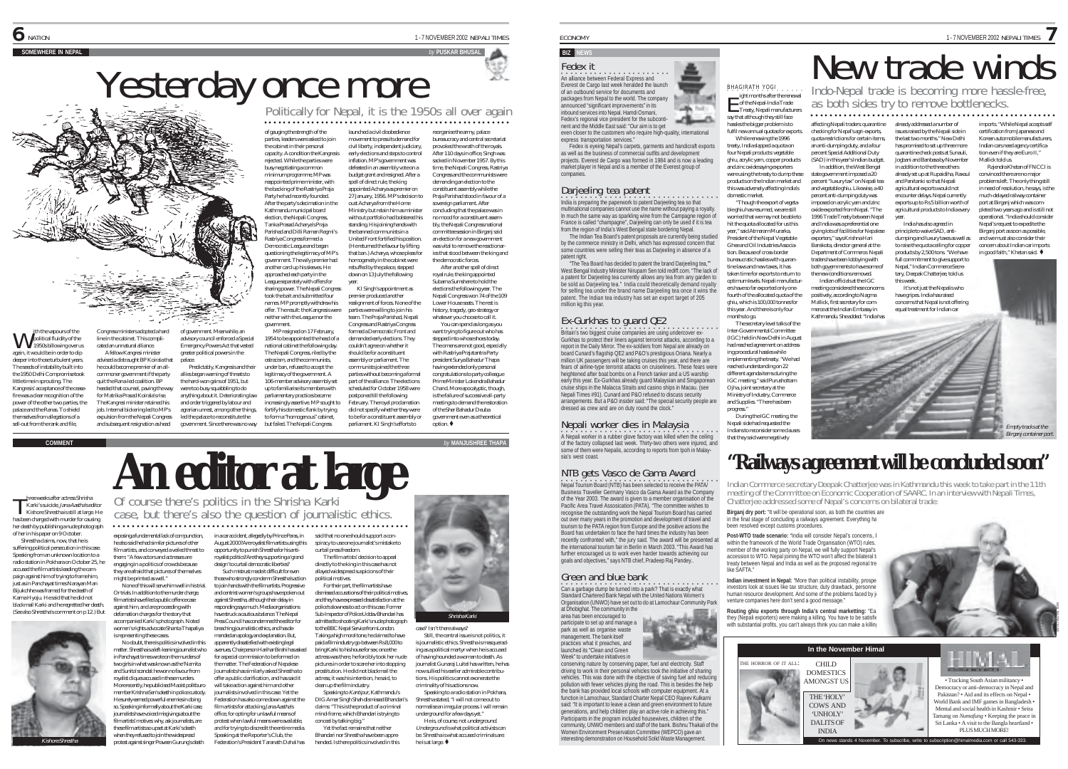SOMEWHERE IN NEPAL

*by* **PUSKAR BHUSAL**

# Yesterday once more

## Politically for Nepal, it is the 1950s all over again

With the vapours of the political fluidity of the 1950s billowing over us again, it would be in order to dip deeper into those turbulent years. The seeds of instability built into the 1950 Delhi Compromise took little time in sprouting. The Kangresis' acceptance of the cease-fire was a clear recognition of the power of the other two parties, the palace and the Ranas. To shield themselves from allegations of a sell-out from the rank and file, Congress ministers adopted a hard line in the cabinet. This complicated an unnatural alliance.

A fellow Kangresi minister advised a distraught BP Koirala that he could become premier of an all-commoner government if the party quit the Rana-led coalition. BP heeded that counsel, paving the way for Matrika Prasad Koirala's rise. The Kangresi minister retained his job. Internal bickering led to MP's expulsion from the Nepali Congress and subsequent resignation as head of government. Meanwhile, an advisory council enforced a Special Emergency Powers Act that vested greater political powers in the palace.

Predictably, Kangresis and their allies began warning of threats to the hard-won gains of 1951, but were too busy squabbling to do anything about it. Deteriorating law and order triggered by labour and agrarian unrest, among other things, led the palace to reconstitute the government. Since there was no way of gauging the strength of the parties, leaders were asked to join the cabinet in their personal capacity. A condition the Kangresis rejected. While the parties were busy negotiating a common minimum programme, MP was reappointed prime minister, with the backing of the Rastriya Praja Party he had recently founded. After the party's decimation in the Kathmandu municipal board election, the Nepali Congress, Tanka Prasad Acharya's Praja Parishad and Dilli Raman Regmi's Rastriya Congress formed a Democratic League and began questioning the legitimacy of MP's government. The rivalry premier had another card up his sleeves. He approached each party in the League separately with offers of sharing power. The Nepali Congress took the bait and submitted four names. MP promptly withdrew his offer. The result: the Kangresis were neither with the League nor the government.

MP resigned on 17 February, 1954 but reappointed the head of a national cabinet the following day. The Nepali Congress, riled by the ostracism, and the communists, under ban, refused to accept the legitimacy of the government. A 106-member advisory assembly set up to familiarise its members with parliamentary practices became increasingly assertive. MP sought to fortify his domestic flank by trying to form a "homogenous" cabinet, but failed. The Nepali Congress launched a civil disobedience movement to press its demand for civil liberty, independent judiciary, early elections and steps to control inflation. MP's government was defeated in an assembly vote on a budget grant and resigned. After a spell of direct rule, the king appointed Acharya as premier on 27 January, 1956. MP's decision to oust Acharya from the Home Ministry but retain him as minister without portfolio had bolstered his standing. His joining hands with the banned communists in a United Front fortified his position. (He returned the favour by lifting that ban.) Acharya, whose pleas for homogeneity in the cabinet were rebuffed by the palace, stepped down on 13 July the following year.

KI Singh's appointment as premier produced another realignment of forces. None of the parties were willing to join his team. The Praja Parishad, Nepali Congress and Rastriya Congress formed a Democratic Front and demanded early elections. They couldn't agree on whether it should be for a constituent assembly or parliament. The communists joined the three parties without becoming a formal part of the alliance. The elections scheduled for October 1958 were postponed till the following February. The royal proclamation did not specify whether they were to be for a constituent assembly or parliament. KI Singh's efforts to reorganise the army, palace bureaucracy and central secretariat provoked the wrath of the royals. After 110 days in office, Singh was sacked in November 1957. By this time, the Nepali Congress, Rastriya Congress and the communists were demanding an election to the constituent assembly while the Praja Parishad stood in favour of a sovereign parliament. After concluding that the palace was in no mood for a constituent assembly, the Nepali Congress national committee session in Birganj said an election for a new government was vital to remove the reactionaries that stood between the king and the democratic forces.

After another spell of direct royal rule, the king appointed Subarna Sumshere to hold the elections the following year. The Nepali Congress won 74 of the 109 Lower House seats. The rest is history, tragedy, geo-strategy or whatever you choose to call it.

You can spend as long as you want trying to figure out who has stepped into whose shoes today. The omens are not good, especially with Rastriya Prajatantra Party president Surya Bahadur Thapa having extended only personal congratulations to party colleague Prime Minister Lokendra Bahadur Chand. More apocalyptic, though, is the failure of successive all-party meetings to demand the restoration of the Sher Bahadur Deuba government even as a theoretical option. ♦

---

COMMENT

*by* **MANJUSHREE THAPA**

# An editor at large

## Of course there's politics in the Shrisha Karki case, but there's also the question of journalistic ethics.

Three weeks after actress Shrisha Karki's suicide, *Jana Aastha* editor Kishore Shrestha is still at large. He has been charged with murder for causing her death by publishing a nude photograph of her in his paper on 9 October.

Shrestha claims, now, that he is suffering political persecution in this case. Speaking from an unknown location to a radio station in Pokhara on October 25, he accused the film artists leading the campaign against him of trying to frame him, just as in Panchayat times Narayan Man Bijukchhe was framed for the death of Karnali Yogi. He said that he did not blackmail Karki and he regretted her death. (See also Shrestha's comment on p 12.) But in exposing a fundamental lack of compunction, he also said he had similar pictures of other film artists, and conveyed a veiled threat to them: "A few actors and actresses are engaging in a politics of crowds because they are afraid that pictures of themselves might be printed as well."

None of this will serve him well in court. Or trials. In addition to the murder charge, film artists have filed a public offence case against him, and are proceeding with defamation charges for the story that accompanied Karki's photograph. Noted women's rights advocate Shanta Thapaliya is representing these cases.

No doubt, there is politics involved in this matter. Shrestha is a left-leaning journalist who in Panchayat times wrote on the murders of two girls in what was known as the 'Namita and Sunita' scandal; he won no favour from royalist cliques accused in these murders. More recently, he published Maoist politburo member Krishna Sen's death in police custody. He surely earned powerful enemies in doing so. Speaking informally about the Karki case, journalists have voiced misgivings about the film artists' motives: why, ask journalists, are these film artists so upset at Karki's death when they refused to join the widespread protest against singer Praveen Gurung's death in a car accident, allegedly by Prince Paras, in August 2000? Are royalist film artists using this opportunity to punish Shrestha for his anti-royalist politics? Are they supporting a 'grand design' to curtail democratic liberties?

Such mistrust made it difficult for even those who strongly condemn Shrestha's action to join hands with the film artists. Progressive and centrist women's groups have spoken out against Shrestha, although their delay in responding says much. Media organisations have struck a cautious balance. The Nepal Press Council has condemned the editor for breaching journalistic ethics, and has demanded an apology and explanation. But, apparently disatisfied with existing legal avenues, Chairperson Harihar Birahi has asked for a special commission to be formed on the matter. The Federation of Nepalese Journalists has similarly asked Shrestha to offer a public clarification, and has said it will take action against him and other journalists involved in this case. Yet the Federation has also come down against the film artists for attacking *Jana Aastha*'s office, for opting for unlawful means of protest when lawful means were available, and for trying to discredit the entire media. Speaking at the Reporter's Club, the Federation's president Taranath Dahal has said that no one should support a conspiracy to use one journalist's mistake to curtail press freedom.

The film artists' decision to appeal directly to the king in this case has not allayed widespread suspicions of their political motives.

For their part, the film artists have dismissed accusations of their political motives, and they have expressed dissatisfaction at the police's slowness to act on this case. Former Sub-Inspector of Police Uddav Bhandari has admitted to shooting Karki's nude photograph to the BBC Nepal Service from London. Taking a high moral tone, he claimed to have paid a film industry go-between Rs 8,000 to bring Karki to his house for sex; once the actress was there, he forcibly took her nude pictures in order to scare her into stopping prostitution. He did not blackmail the actress; it was his intention, he said, to clean up the film industry.

Speaking to *Kantipur*, Kathmandu's DIG Amar Singh Shah dismissed Bhandari's claims: "This is the product of a criminal mind-frame, which Bhandari is trying to conceal by talking big."

Yet the fact remains that neither Bhandari nor Shrestha have been apprehended. Is there politics involved in this case? Isn't there always?

Still, the central issue is not politics, it is journalistic ethics. Shrestha is masquerading as a political martyr when he is accused of having hounded a woman to death. As journalist Gunaraj Luitel has written, he has now sullied his earlier admirable contributions. His politics cannot exonerate the criminality of his actions now.

Speaking to a radio station in Pokhara, Shrestha stated, "I will not come out to normalise an irregular process. I will remain underground for a few days yet."

He is, of course, not underground. *Undergrounds* is what political activists can be. Shrestha is what accused criminals are: he is at large. ♦

Kishore Shrestha

Shrisha Karki

---

ECONOMY

BIZ NEWS

### Fedex it

An alliance between Federal Express and Everest de Cargo last week heralded the launch of an outbound service for documents and packages from Nepal to the world. The company announced "significant improvements" in its inbound services into Nepal. Hamdi Osmani, Fedex's regional vice president for the subcontinent and the Middle East said: "Our aim is to get even closer to the customers who require high-quality, international express transportation services."

Fedex is eyeing Nepal's carpets, garments and handicraft exports as well as the business of commercial outfits and development projects. Everest de Cargo was formed in 1984 and is now a leading market player in Nepal and is a member of the Everest group of companies.

### Darjeeling tea patent

India is preparing the paperwork to patent Darjeeling tea so that multinational companies cannot use the name without paying a royalty. In much the same way as sparkling wine from the Campagne region of France is called "champagne", Darjeeling can only be used if it is tea from the region of India's West Bengal state bordering Nepal.

The Indian Tea Board's patent proposals are currently being studied by the commerce ministry in Delhi, which has expressed concern that some countries were selling their teas as Darjeeling in absence of a patent right.

"The Tea Board has decided to patent the brand Darjeeling tea,'" West Bengal Industry Minister Nirupam Sen told rediff.com. "The lack of a patent for Darjeeling tea currently allows any tea from any garden to be sold as Darjeeling tea." India could theoretically demand royalty for selling tea under the brand name Darjeeling tea once it wins the patent. The Indian tea industry has set an export target of 205 million kg this year.

### Ex-Gurkhas to guard QE2

Britain's two biggest cruise companies are using undercover ex-Gurkhas to protect their liners against terrorist attacks, according to a report in the Daily Mirror. The ex-soldiers from Nepal are already on board Cunard's flagship QE2 and P&O's prestigious Oriana. Nearly a million UK passengers will be taking cruises this year, and there are fears of airline-type terrorist attacks on cruiseliners. These fears were heightened after boat bombs on a French tanker and a US warship early this year. Ex-Gurkhas already guard Malaysian and Singaporean cruise ships in the Malacca Straits and casino ships in Macau. (see Nepali Times #91). Cunard and P&O refused to discuss security arrangements. But a P&O insider said: "The special security people are dressed as crew and are on duty round the clock."

### Nepali worker dies in Malaysia

A Nepali worker in a rubber glove factory was killed when the ceiling of the factory collapsed last week. Thirty-two others were injured, and some of them were Nepalis, according to reports from Ipoh in Malaysia's west coast.

### NTB gets Vasco de Gama Award

Nepal Tourism Board (NTB) has been selected to receive the PATA/ Business Traveller Germany Vasco da Gama Award as the Company of the Year 2003. The award is given to a member organisation of the Pacific Area Travel Association (PATA). "The committee wishes to recognise the outstanding work the Nepal Tourism Board has carried out over many years in the promotion and development of travel and tourism to the PATA region from Europe and the positive actions the Board has undertaken to face the hard times the industry has been recently confronted with," the jury said. The award will be presented at the international tourism fair in Berlin in March 2003. "This Award has further encouraged us to work even harder towards achieving our goals and objectives," says NTB chief, Pradeep Raj Pandey..

### Green and blue bank

Can a garbage dump be turned into a park? That is exactly what Standard Chartered Bank Nepal with the United Nations Women's Organisation (UNWO) have set out to do at Lamochaur Community Park at Dhobighat. The community in the area has been encouraged to participate to set up and manage a park as well as organise waste management. The bank itself practices what it preaches, and launched its "Clean and Green Week" to undertake initiatives in conserving nature by conserving paper, fuel and electricity. Staff driving to work in their personal vehicles took the initiative of sharing vehicles. This was done with the objective of saving fuel and reducing pollution with fewer vehicles plying the road. This is besides the help the bank has provided local schools with computer equipment. At a function in Lamochaur, Standard Charter Nepal CEO Rajeev Kulkarni said: "It is important to leave a clean and green environment to future generations, and help children play an active role in achieving this." Participants in the program included housewives, children of the community, UNWO members and staff of the bank. Bishnu Thakali of the Women Environment Preservation Committee (WEPCO) gave an interesting demonstration on Household Solid Waste Management.

---

# New trade winds

## Indo-Nepal trade is becoming more hassle-free, as both sides try to remove bottlenecks.

BHAGIRATH YOGI

Eight months after the renewal of the Nepal-India Trade Treaty, Nepali manufacturers say that although they still face hassles the bigger problem is to fulfil new annual quotas for exports.

While renewing the 1996 treaty, India slapped a quota on four Nepali products: vegetable ghiu, acrylic yarn, copper products and zinc oxide saying exporters were using the treaty to dump these products on the Indian market and this was adversely affecting India's domestic market.

"Though the export of vegetable ghiu has resumed, we are still worried that we may not be able to hit the quota allocated for us this year," said Atmaram Murarka, President of the Nepal Vegetable Ghee and Oil Industries Association. Because of cross-border bureaucratic hassles with quarantine laws and new taxes, it has taken time for exports to return to optimum levels. Nepali manufacturers have so far exported only one-fourth of the allocated quota of the ghiu, which is 100,000 tonnes for this year. And there is only four months to go.

The secretary level talks of the Inter-Governmental Committee (IGC) held in New Delhi in August had reached agreement on addressing procedural hassles while implementing the treaty. "We had reached understanding on 22 different agenda items during the IGC meeting," said Purushottam Ojha, joint secretary at the Ministry of Industry, Commerce and Supplies. "There has been progress."

During the IGC meeting, the Nepali side had requested the Indians to reconsider some clauses that they said were negatively affecting Nepali traders: quarantine checking for Nepal's agri-exports, quota restrictions for certain items, an anti-dumping duty, and a four percent Special Additional Duty (SAD) in this year's Indian budget.

In addition, the West Bengal state government imposed a 20 percent "luxury tax" on Nepali tea and vegetable ghiu. Likewise, a 40 percent anti-dumping duty was imposed on acrylic yarn and zinc oxide exported from Nepal. "The 1996 Trade Treaty between Nepal and India was a preferential one giving lots of facilities for Nepalese exporters," says Krishna Hari Banskota, director general at the Department of Commerce. Nepali traders have been lobbying with both governments to have some of the new conditions removed.

Indian officials at the IGC meeting considered these concerns positively, according to Nagma Mallick, first secretary for commerce at the Indian Embassy in Kathmandu. She added: "India has already addressed a number of issues raised by the Nepali side in the last two months." New Delhi has promised to set up three more quarantine check posts at Sunauli, Jogbani and Banbasa by November in addition to the three others already set up at Rupaidiha, Raxaul and Panitanki so that Nepali agricultural exports would not encounter delays. Nepal currently exports up to Rs 5 billion worth of agricultural products to India every year.

India has also agreed in principle to waive SAD, anti-dumping and luxury taxes as well as to raise the quota ceiling for copper products by 2,500 tons. "We have full commitment to give support to Nepal," Indian Commerce Secretary, Deepak Chatterjee, told us this week.

It's not just the Nepalis who have gripes. India has raised concerns that Nepal is not offering equal treatment for Indian car imports. "While Nepal accepts self certification from Japanese and Korean automobile manufacturers, Indian cars need agency certification even if they are Euro II," Mallick told us.

Rajendra Khetan of FNCCI is convinced there are no major problems left. The only thing still in need of resolution, he says, is the much-delayed railway container port at Birganj which was completed two years ago and is still not operational. "India should consider Nepal's request to expedite the Birganj port as soon as possible, and we must also consider their concern about Indian car imports in good faith," Khetan said. ♦

Empty tracks at the Birganj container port.

---

# "Railways agreement will be concluded soon"

Indian Commerce secretary Deepak Chatterjee was in Kathmandu this week to take part in the 11th meeting of the Committee on Economic Cooperation of SAARC. In an interview with Nepali Times, Chatterjee addressed some of Nepal's concerns on bilateral trade:

**Birganj dry port:** "It will be operational soon, as both the countries are in the final stage of concluding a railways agreement. Everything has been resolved except customs procedures.

**Post-WTO trade scenario:** "India will consider Nepal's concerns, i within the framework of the World Trade Organisation (WTO) rules. member of the working party on Nepal, we will fully support Nepal's accession to WTO. Nepal joining the WTO won't affect the bilateral tr treaty between Nepal and India as well as the proposed regional tre like SAFTA."

**Indian investment in Nepal:** "More than political instability, prospe investors look at issues like tax structure, duty drawback, personne human resource development. And some of the problems faced by jo venture companies here don't send a good message."

**Routing ghiu exports through India's central marketing:** "Ea they (Nepali exporters) were making a killing. You have to be satisfie with substantial profits, you can't always think you can make a killin

**In the November Himal**

THE HORROR OF IT ALL: CHILD DOMESTICS AMONGST US

THE 'HOLY' COWS AND 'UNHOLY' DALITS OF INDIA

HIMAL

• Tracking South Asian militancy • Democracy or anti-democracy in Nepal and Pakistan? • Aid and its effects on Nepal • World Bank and IMF games in Bangladesh • Mental and social health in Kashmir • Seira Tamang on *Namaheng* • Keeping the peace in Sri Lanka • A visit to the Bangla heartland • PLUS MUCH MORE!

On news stands 4 November. To subscribe, write to subscription@himalmedia.com or call 543-333.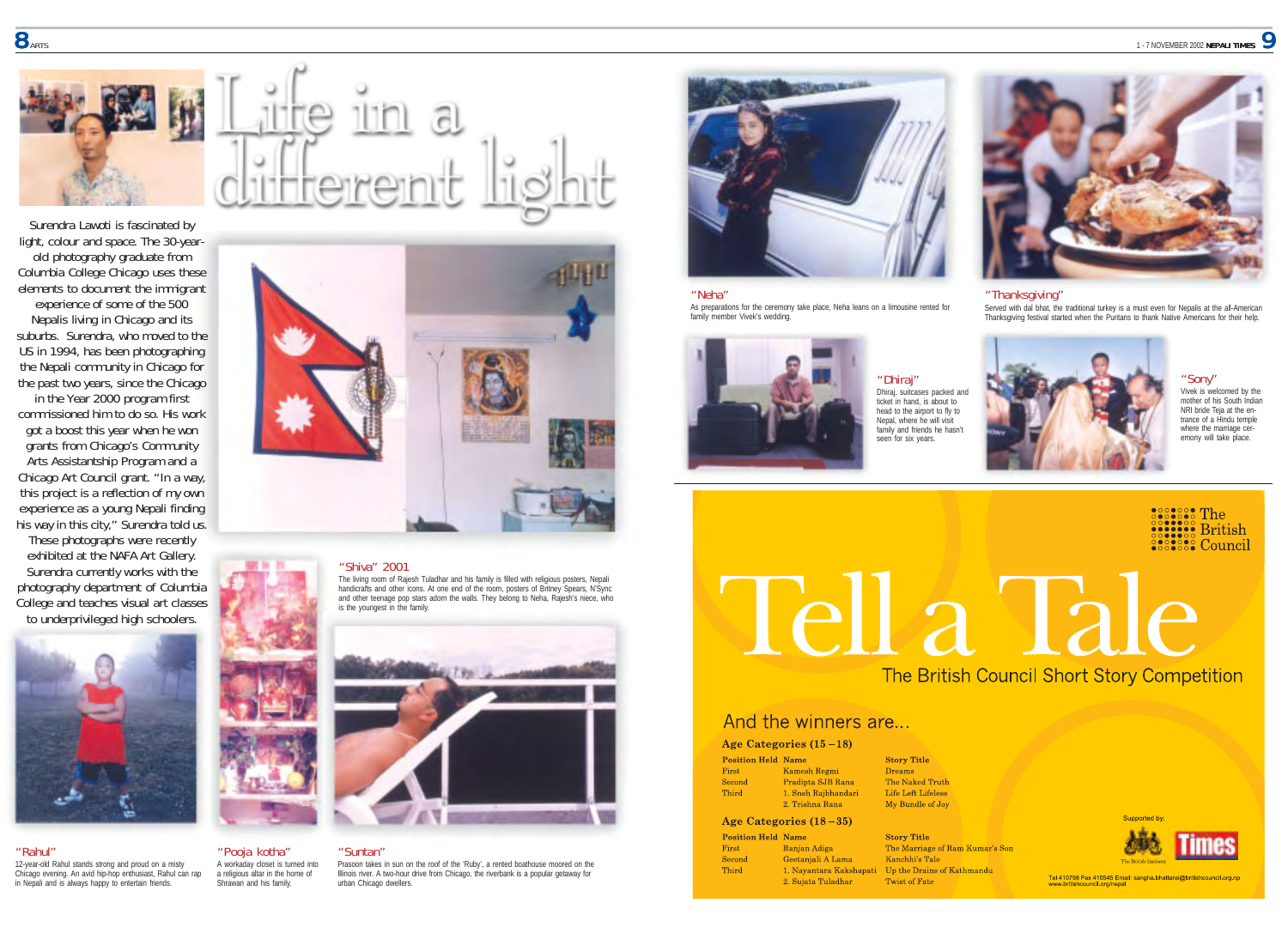# Life in a different light

Surendra Lawoti is fascinated by light, colour and space. The 30-year-old photography graduate from Columbia College Chicago uses these elements to document the immigrant experience of some of the 500 Nepalis living in Chicago and its suburbs. Surendra, who moved to the US in 1994, has been photographing the Nepali community in Chicago for the past two years, since the Chicago in the Year 2000 program first commissioned him to do so. His work got a boost this year when he won grants from Chicago's Community Arts Assistantship Program and a Chicago Art Council grant. "In a way, this project is a reflection of my own experience as a young Nepali finding his way in this city," Surendra told us. These photographs were recently exhibited at the NAFA Art Gallery. Surendra currently works with the photography department of Columbia College and teaches visual art classes to underprivileged high schoolers.

**"Shiva" 2001**

The living room of Rajesh Tuladhar and his family is filled with religious posters, Nepali handicrafts and other icons. At one end of the room, posters of Britney Spears, N'Sync and other teenage pop stars adorn the walls. They belong to Neha, Rajesh's niece, who is the youngest in the family.

**"Rahul"**

12-year-old Rahul stands strong and proud on a misty Chicago evening. An avid hip-hop enthusiast, Rahul can rap in Nepali and is always happy to entertain friends.

**"Pooja kotha"**

A workaday closet is turned into a religious altar in the home of Shrawan and his family.

**"Suntan"**

Prasoon takes in sun on the roof of the 'Ruby', a rented boathouse moored on the Illinois river. A two-hour drive from Chicago, the riverbank is a popular getaway for urban Chicago dwellers.

**"Neha"**

As preparations for the ceremony take place, Neha leans on a limousine rented for family member Vivek's wedding.

**"Thanksgiving"**

Served with dal bhat, the traditional turkey is a must even for Nepalis at the all-American Thanksgiving festival started when the Puritans to thank Native Americans for their help.

**"Dhiraj"**

Dhiraj, suitcases packed and ticket in hand, is about to head to the airport to fly to Nepal, where he will visit family and friends he hasn't seen for six years.

**"Sony"**

Vivek is welcomed by the mother of his South Indian NRI bride Teja at the entrance of a Hindu temple where the marriage ceremony will take place.

---

The British Council

# Tell a Tale

## The British Council Short Story Competition

### And the winners are...

**Age Categories (15 – 18)**

| Position Held | Name | Story Title |
|---|---|---|
| First | Kamesh Regmi | Dreams |
| Second | Pradipta SJB Rana | The Naked Truth |
| Third | 1. Sneh Rajbhandari | Life Left Lifeless |
| | 2. Trishna Rana | My Bundle of Joy |

**Age Categories (18 – 35)**

| Position Held | Name | Story Title |
|---|---|---|
| First | Ranjan Adiga | The Marriage of Ram Kumar's Son |
| Second | Geetanjali A Lama | Kanchhi's Tale |
| Third | 1. Nayantara Kakshapati | Up the Drains of Kathmandu |
| | 2. Sujata Tuladhar | Twist of Fate |

Supported by: The British Embassy, Times

Tel 410798 Fax 410545 Email: sangha.bhattarai@britishcouncil.org.np www.britishcouncil.org/nepal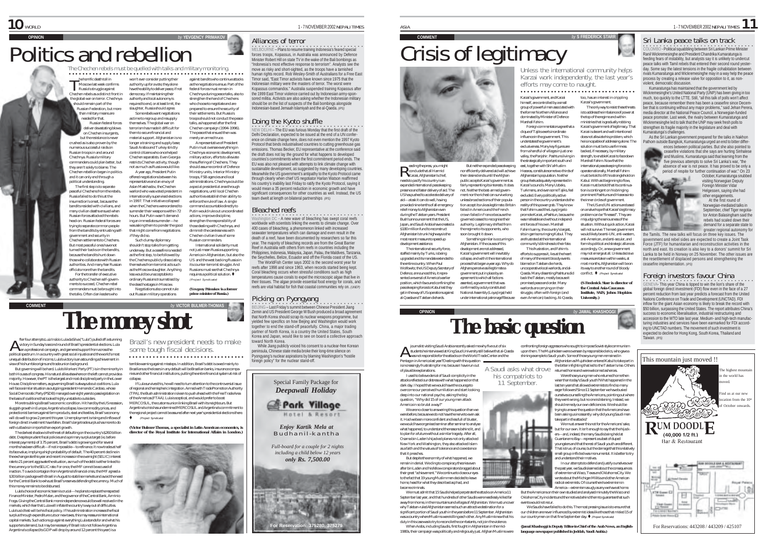OPINION

*by* **YEVGENY PRIMAKOV**

# Politics and rebellion

*The Chechen rebels must be quelled with talks and military monitoring.*

The horrific death toll in Moscow last week confirms Russia's struggle against Chechen rebels as a distinct front in the global war on terror. Chechnya should remain part of the Russian Federation, but more than military means are needed for that.

Russian federal forces deliver devastating blows on Chechen insurgents, but the resistance is never crushed as is also proven by the numerous successful raids on Russian troops in and around Chechnya. Russia's military commanders could plan better, but they aren't solely to blame. The Chechen rebellion began in politics and it can only end through a political understanding.

The first step is to separate peaceful Chechens from the rebels. Russia failed to do this at the insurrection's onset, because the bandits resided with civilians, and many civilian deaths ensued when Russian forces attacked the rebels head-on. Russian federal forces are trying to separate common people from the bandits by entrusting self-government and security in Chechen settlements to Chechens. But most peaceful ones have not turned their backs on the bandits, because the bandits hunt down those who collaborate with Russian authorities. And many fear Russian officials more than the bandits.

For the transfer of executive authority to Chechen self-governments to succeed, Chechen rebel commanders must be brought into the talks. Often clan leaders who won't ever consider putting their authority up for a vote, they alone have the ability to deliver peace, if not democracy. If maintaining their authority and local autonomy is required to end, or at least limit, the slaughter, Russia should agree.

Some rebels want negotiations as time to regroup and resupply themselves. The global war on terrorism has made it difficult for them to secure financial and material support. Afghanistan is no longer a training and supply base, Saudi Arabia and Turkey strictly control citizens who once helped Chechen separatists. Even Georgia restricts Chechen activity, though not as much as Russia would like.

A year ago, President Putin offered negotiations between his representative and an envoy of Aslan Maskhadov, the Chechen warlord who was voted president in internationally supervised elections in 1997. That initiative collapsed when the Chechens were ordered to surrender their weapons within 72 hours. But Putin wasn't demanding an immediate surrender—he was asking them to ponder the good that might come from negotiations if they did so.

Such clumsy diplomacy shouldn't stop talks from getting underway. But a ceasefire is needed as the first step, to be followed by the Chechens publicly dissociating themselves from terrorist acts such as the Moscow slaughter. Anything less would be unacceptable to ordinary Russians traumatised by the dead hostages in Moscow.

Negotiations also cannot rule out Russian military operations against bandits who continue attacks as the negotiations ensue. Part of the federal forces must remain in Chechnya during peace talks, and they must also be able to attack the Chechens who choose to negotiate and are prepared to ensure the security of their settlements. But Russia's troops should not conduct the peace talks, as happened after the first Chechen campaign (1994-1996). The peace that ensued then was merely an armed truce.

A representative of President Putin must oversee everything in Chechnya economic development, military action, efforts to alleviate the suffering of Chechens. They should assume control of Defence Ministry units, Interior Ministry troops, FSB agencies and local administrations. Chechnya could be a special presidential area through negotiations, until local Chechen authorities establish their ability to enforce the rule of law. A single command would strengthen Putin would rule out uncoordinated actions, improve discipline, strengthen the responsibility of those dealing with Chechnya, and diminish the carelessness with Chechen civilian lives of some Russian commanders.

International solidarity must not just mean Russia supporting America in Afghanistan, but also the US and the west backing Russia in its counter-terrorist struggle. And Russians must see that Chechnya requires a political solution. ♦
*(Project Syndicate)*

**(Yevgeny Primakov is a former prime minister of Russia.)**

## Alliances of terror

MELBOURNE – Plans to resume training Indonesia's feared special forces troops, Kopassus, in Australia was announced by Defence Minister Robert Hill on state TV in the wake of the Bali bombings as "Indonesia's most effective response to terrorism". Analysts see the move as risky and short-sighted, as the troops have a tarnished human rights record. Rob Wesley-Smith of Australians for a Free East Timor said, "East Timor activists have known since 1975 that the Indonesian military were the masters of terror. The worst were Kopassus commandos." Australia suspended training Kopassus after the 1999 East Timor violence carried out by Indonesian army-sponsored militia. Activists are also asking whether the Indonesian military should be on the list of suspects of the Bali bombings alongside Indonesian-based Jemaah Islamiyah and the al-Qaeda. *(IPS)*

## Doing the Kyoto shuffle

NEW DELHI – The EU was furious Monday that the first draft of the Delhi Declaration, expected to be issued at the end of a UN conference on climate change here, does not even mention the 1997 Kyoto Protocol that binds industrialised countries to cutting greenhouse gas emissions. Thomas Becker, EU representative at the conference said the draft does not lay the ground for what happens to developed countries's commitments when the first commitment period ends. The EU was also not pleased with attempts to link climate change with sustainable development, as suggested by many developing countries. Meanwhile the US government's antipathy to the Kyoto Protocol came through clearly when chief US negotiator Harlan Watson reaffirmed his country's inability last Friday to ratify the Kyoto Protocol, saying it would mean a 35 percent reduction in economic growth and have significant consequences for other countries as well. Instead, the US team dwelt at length on bilateral partnerships. *(IPS)*

## Bleached reefs

Washington DC – A new wave of bleaching has swept coral reefs worldwide with scientists linking the events to climate change. Over 400 cases of bleaching, a phenomenon linked with increased seawater temperatures which can damage and even result in the death of a reef, have been documented by researchers so far this year. The majority of bleaching records are from the Great Barrier Reef in Australia with others from reefs in countries including the Philippines, Indonesia, Malaysia, Japan, Palau, the Maldives, Tanzania, the Seychelles, Belize, Ecuador and off the Florida coast of the US.

The WorldFish Center says 2002 is the second worst year for reefs after 1998 and since 1963, when records started being kept. Coral bleaching occurs when stressful conditions such as high temperatures cause corals to expel the microscopic algae that live in their tissues. The algae provide essential food energy for corals, and reefs are vital habitat for fish that coastal communities rely on. *(UNEP)*

## Picking on Pyongyang

BEIJING – Last Friday's summit between Chinese President Jiang Zemin and US President George W Bush produced a broad agreement that North Korea should scrap its nuclear weapons programme, but yielded few specifics on how Beijing and Washington would work together to end the stand-off peacefully. China, a major trading partner of North Korea, is a country the United States, South Korea and Japan, would like to see on board a collective approach toward North Korea.

While Jiang publicly voiced his consent to a nuclear-free Korean peninsula, Chinese state media broke their long-time silence on Pyongyang's nuclear aspirations by blaming Washington's "hostile foreign policy" for the nuclear stand-off.

COMMENT

*by* **VICTOR BULMER-THOMAS**

# The money shot

*Brazil's new president needs to make some tough fiscal decisions.*

After four attempts Luiz Inácio Lula da Silva ("Lula") pulled off a stunning victory in Sunday's second round of Brazil's presidential elections. Lula ran a professional campaign, and garnered support from across the political spectrum. In a country with great social injustice and the world's most unequal distribution of income, Lula's victory is an astounding achievement in view of his humble origins and trade union background.

But governing will be hard. Lula's Workers' Party (PT) is in the minority in both Houses of Congress. His natural allies elsewhere on the left cannot provide a majority. However, the PT is the largest and most disciplined party in the Lower House. Discipline matters, as governing Brazil is always about coalitions. Lula will face a similar situation as outgoing president Fernando Cardoso, whose Social Democratic Party (PSDB) managed over eight years to pass legislation on the basis of coalitions that looked highly unstable to outsiders.

More troubling is Brazil's economic condition. Hit hard by the US recession, sluggish growth in Europe, Argentina's collapse, low commodity prices, and protectionist barriers against farm products, steel and textiles, Brazil's economy will do well to grow 2 percent this year. Unemployment is rising and inflows of foreign direct investment have fallen. Brazil's large trade surplus has more to do with cutbacks in imports than export growth.

The darkest shadow is the threat of defaulting on the country's \$260 billion debt. Despite prudent fiscal policies and a primary surplus target (ie, before interest payments) of 3.75 percent, Brazil's debt is growing and for several months has been difficult—if not impossible—to refinance. It now trades at half its face value, implying a high probability of default. The 40 percent decline in the exchange rate this year and recent increases in the overnight (SELIC) interest rate to 21 percent aggravate the situation, as much of the debt is either linked to the currency or to the SELIC rate. For once, the IMF cannot be accused of inaction. To avoid contagion from Argentina's financial crisis, the IMF agreed a \$30 billion package with Brazil in August to stabilise markets and avoid the need for the Central Bank to exhaust Brazil's reserves defending the currency. Much of this money remains to be disbursed.

Lula's choice of economic team is crucial—he plans to replace the respected Finance Minister, Pedro Malan, and the governor of the Central Bank, Arminio Fraga. Giving the Central Bank more independence would be well received in the markets, which fear that Lula will inflate the country's way out of difficulties. Lula's acid test will be his fiscal policy. If his administration increases the fiscal surplus through expenditure cuts or new taxes, this may reassure international capital markets. Such actions go against everything Lula stands for and what his supporters demand, but may be necessary if Brazil is to not follow Argentina. Argentina's collapse (its GDP will drop by around 12 percent this year) is a terrible warning against misstepps. In addition, Brazil's debt is owed mainly to Brazilians so the losers in any default will be Brazilian banks, insurance companies and other financial institutions, putting the entire financial system at risk of collapse.

If Lula survives this, he will need to turn attention to the controversial issue of regional and hemispheric integration. Armed with Trade Promotion Authority (TPA), the Bush administration is keen to push ahead with the Free Trade Area of the Americas (FTAA). Lula is sceptical, and would prefer to boost MERCOSUL, the customs union linking Brazil with its neighbours. But Argentina's crisis has undermined MERCOSUL and Argentina's commitment to the regional project cannot be assured after next year's presidential elections there. ♦
*(Project Syndicate)*

**(Victor Bulmer-Thomas, a specialist in Latin American economics, is director of the Royal Institute for International Affairs in London.)**

---

Special Family Package for *Deepawali Holiday*

**Park Village** Hotel & Resort

*Enjoy Kartik Mela at* Budhanil-kantha

*Full-board for a couple for 2 nights including a child below 12 years only Rs. 7,500.00*

For Reservation: 375280, 375279

---

COMMENT

*by* **S FREDERICK STARR**

# Crisis of legitimacy

*Unless the international community helps Karzai work independently, the last year's efforts may come to naught.*

Reading the press, you might conclude that all Hamid Karzai, Afghanistan's chief, needs to pacify his country is an expanded international peacekeeping presence and faster delivery of aid—a task it can do well, having provided nine months of all emergency relief money to Afghanistan even during the Taleban years. President Bush's announcement that the US, Japan, and Saudi Arabia have created a \$180 million fund to reconstruct Afghanistan's main highway is the most recent measure to speed up development assistance.

The international security force, staffed mainly by Turks, is being upgraded and its mandate extended to the entire country. When Paul Wolfowitz, the US Deputy Secretary of Defence, announced this, it represented a reversal of America's earlier position, which favoured confining the peacekeeping forces to Kabul lest they get in the way of US operations against al-Qaeda and Taleban diehards.

But neither expanded peacekeeping nor efficiently delivered aid will achieve their desired ends until the Afghan public accepts Karzai's government as fairly representing its interests. It does not. Neither the best-armed government nor the richest can survive long unless broad sections of their population accept it is a legitimate. Britain failed in America and the French crown failed in France because the governed ceased to recognise their authority. Legitimacy shifted from the regime to its opponents, who soon brought it down.

Something similar is occurring in Afghanistan. If the causes of this development are not addressed, Karzai's government will inevitably collapse, and with it the international process that began a year ago. Why do Afghans perceive as illegitimate a government put in place by an agreement to which all factions assented, an agreement that was confirmed by a duly constituted National Assembly (Loya Jirga) held under international patronage? Because Karzai's government, and Karzai himself, are controlled by a small group of powerful men associated with the former Northern Alliance and dominated by Minister of Defence Marshal Fahim.

Foreign commentators agree that a clique of Tajiks exerts inordinate influence in the government. This understates the government's exclusiveness. Many key figures are from a handful of villages in just one valley, the Panjshir. Pashtuns living in the strategically important south and east, together with Shi'a Muslim Hazaras, constitute some two-thirds of Afghanistan's population. Neither group feels adequately represented in Karzai's councils. Many Uzbeks, Turkmens, and even some Tajiks, feel excluded. Every politically active person in the country understands the reality of this power grab. They know that Fahim used the Loya Jirga to promote Karzai, a Pashtun, because he was malleable and without independent forces of his own. Marshall Fahim's army, the country's largest, sits in garrisons ringing Kabul. They are frustrated at their international community's tolerance for their forces.

This frustration, and Fahim's efforts to suppress it, lies at the heart of many of the recent bloody events blamed on Taleban die-hards, uncooperative local warlords, and al-Qaeda. Many dissenting Pashtuns did back the Taleban, mostly because it promised peace and order. Many warlords are carrying on their struggle, often with foreign (and even American) backing. Al-Qaeda, too, has an interest in crippling Karzai's government.

The only way to resist these threats is to address the imbalance of power at the top of the regime and within ministries that is gradually robbing Karzai's government of legitimacy. That Karzai is decent and well intentioned does not alleviate this problem, which he is incapable of addressing alone. The solution must be to use firmness backed, if necessary, by military strength, to enable Karzai to face down Marshal Fahim. Now that the international peacekeeping force is to operate nationally, Marshall Fahim must be told to lift his stranglehold on Kabul. With at beginning to flow, Karzai must be told that its continuation is contingent on his bringing prominent Pashtuns and Hazaras into the inner circles of government.

The US and UN actions are based on a naive hope that Karzai's legitimacy problem can be "finessed". They are misjudging the seriousness of the situation. Without quick action, Karzai will not survive. The next government would likely be anti-UN, anti-western, anti-American, and anti-secular, and form its political and strategic alliances accordingly. Or, a new government may not emerge at all. Unless decisive measures are taken within weeks, at most months, Afghanistan will be on its way to another round of bloody conflict. ♦ *(Project Syndicate)*

**(S Frederick Starr is director of the Central Asia-Caucasus Institute, SAIS, Johns Hopkins University.)**

OPINION

*by* **JAMAL KHASHOGGI**

# The basic question

*A Saudi asks what drove his compatriots to 11 September.*

A journalist visiting Saudi Arabia recently asked me why five out of six students he interviewed at King Saud University still believe that al-Qaeda was not responsible for the attacks on the World Trade Center and the Pentagon in America last year? Dealing with this question is increasingly frustrating for me, because I have run out of plausible explanations.

I used to believe denial of Saudi complicity in the attacks reflected our distress with what happened on that dark day. I hoped that we would have the courage to overcome our perceived humiliation and start looking deep into our national psyche, asking the big question, "Why did 15 of our young men attack America in such a brutal away?"

We are no closer to answering this question than we were before, because we do not have the nerve to even ask it. Had we been more confident and less full of bluster, we would have organised seminar after seminar to analyse what happened, to understand the reasons behind it, and to plan for a future without a similar tragedy. After all, Osama bin Laden's hijackers planes not only attacked New York and Washington, they also attacked Islam as a faith and the values of tolerance and coexistence that it preaches.

But despite the enormity of what happened, we remain in denial. We cling to conspiracy theories even after bin Laden and his fellow conspirators bragged about their great "achievement." We continue to close our eyes to the fact that 19 young Muslim men decided to leave home, head for what they described as jihad, and became criminals.

We must admit that 15 Saudis helped perpetrate the attacks on America 11 September last year, and that hundreds of other Saudis were needlessly killed far away from home, in the mountains and villages of Afghanistan. We must uncover why Taleban-ruled Afghanistan seemed such an attractive destination for a significant portion of Saudi youth in the years before 11 September. Afghanistan was a country where Muslims were killing each other. Any Muslim knew that his duty in this case was to try to reconcile the combatants, not join the violence.

When Arabs, including Saudis, first fought in Afghanistan in the mid-1980s, their campaign was politically and religiously just. Afghan Muslims were confronting foreign aggressors who sought to impose Soviet-style communism upon them. The Mujahideen were overseen by responsible clerics, who gave a shining example to Saudi youth. Some of those young men remained in Afghanistan as Mujahideen entered Kabul to take part in the bitter infighting that led to the Taleban's rise. Others returned home and were welcomed as heroes.

Were those young men who returned home then wiser than today's Saudi youth? What happened in the last ten years that allowed extremists to find so many eager followers? Since 11 September we have busied ourselves counselling the Americans, pointing out where they went wrong, but no one is listening. Instead, we should remedy our own deficiencies. We should be trying to answer the question that the Americans have been asking us incessantly: why did young Saudi men take part in the attacks?

We must answer this not for the Americans' sake, but for our own. It isn't enough to say that the hijackers—and, indeed, the many Saudis being held at Guantanamo Bay—represent a subset of duped youngsters and that the rest of Saudi youth are different. That is true, of course, but the damage that this relatively small group inflicted was monumental. It is better to try and understand their motives.

In our attempts to defend and justify ourselves over the past year, we Saudis learned about the consequences of extremism at Waco, Texas and Oklahoma City. We wrote about the Michigan Militia and other American radical extremists. Of course there is extremism in America—extremism as ugly as any we have at home. But the Americans on their own studied and analysed minutely the Waco and Oklahoma City incidents and the motives behind them to guarantee that such events would not recur.

We Saudis have failed to do this. The most pressing issue is to ensure that our children are never influenced by extremist ideas like those that misled 15 of our country men on that fine September day. ♦ *(Project Syndicate)*

**(Jamal Khashoggi is Deputy Editor-in-Chief of the Arab News, an English-language newspaper published in Jeddah, Saudi Arabia.)**

## Sri Lanka peace talks on track

COLOMBO – Political squabbling between Sri Lankan Prime Minister Ranil Wickremesinghe and President Chandrika Kumaratunga is feeding fears of instability, but analysts say it is unlikely to undercut peace talks with Tamil rebels that entered their second round yesterday. Some say the latest tensions in the fragile cohabitation between rivals Kumaratunga and Wickremesinghe may in a way help the peace process by creating a release valve for opposition to it, as non-violent, democratic discussion.

Kumaratunga has maintained that the government led by Wickremesinghe's United National Party (UNP) has been giving in too much, too quickly to the LTTE. Still, "all this talk of polls won't affect peace, because remember there has been a ceasefire since December that is continuing without any major problems," said Jehan Perera, media director at the National Peace Council, a Norwegian-funded peace promoter. Last week, the rivalry between Kumaratunga and Wickremesinghe led to talk that the UNP may seek fresh polls to strengthen its fragile majority in the legislature and deal with Kumaratunga's challenges.

As the Sri Lankan government prepared for the talks in Nakhon Pathom outside Bangkok, Kumaratunga urged an end to bitter differences between political parties. But she also pointed to ceasefire violations that she says are hurting Sinhalese and Muslims. Kumaratunga said that learning from the five previous attempts to solve Sri Lanka's war, "the absence of war is not peace. It has proved to be only a period of respite for further continuation of war." On 23 October, Kumaratunga snubbed visiting Norwegian Deputy Foreign Minister Vidar Helgessen, saying she had other engagements.

At the first round of Norwegian-mediated talks in September, chief Tiger negotiator Anton Balasingham said the rebels had scaled down their demand for a separate state to greater regional autonomy for the Tamils. The new talks will focus on three key issues. The government and rebel sides are expected to create a Joint Task Force (JTF) for humanitarian and reconstruction activities in the north and east. Its creation is also key to a donors' summit for Sri Lanka to be held in Norway on 25 November. The other issues are the resettlement of displaced persons and strengthening the ceasefire implementation. *(IPS)*

## Foreign investors favour China

GENEVA – This year China is tipped to win the lion's share of the global foreign direct investment (FDI) flow even in the face of a 27 percent reduction from last year predicts a forecast from the United Nations Conference on Trade and Development (UNCTAD). FDI inflow for the giant Asian economy is likely to break the record with \$50 billion, surpassing the United States. The report attributes China's success to economic liberalisation, industrial restructuring and accession to the WTO late last year. Medium- and high-tech manufacturing industries and services have been earmarked for FDI according to UNCTAD numbers. The movement of such investment is expected to decline for Hong Kong, South Korea, Thailand and Taiwan. *(IPS)*

---

This mountain just moved !!

The highest mountain in the world has moved.

Find us at our new location from the 10th of October onwards.

**RUM DOODLE** (40,000 1/2 ft.) Bar & Restaurant

For Reservations: 443208 / 443209 / 425107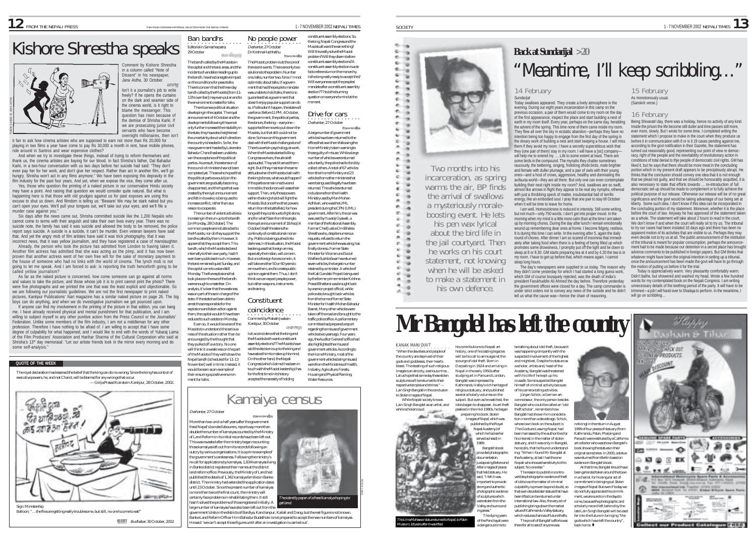# Kishore Shrestha speaks

Comment by Kishore Shrestha in a column called "Note of Dissent" in his newspaper, *Jana Astha*, 30 October.

Isn't it a journalist's job to write freely? If he opens the curtains on the dark and seamier side of the cinema world, is it right to blame the messenger. This question has risen because of the demise of Shrisha Karki. If we are prosecuting junior civil servants who have become overnight millionaires, then isn't it fair to ask how cinema artistes who are supposed to earn not more than Rs 20,000 for playing in two films a year have come to pay Rs 30,000 a month in rent, have mobile phones, ride around in Santros and wear expensive clothes?

And when we try to investigate these things, instead of trying to reform themselves and thank us, the cinema artistes are baying for our blood. In fact Shrisha's father, Dal Bahadur Karki, in a two-hour conversation with us two days before her suicide had said: "They don't even pay her for her work, and don't give her respect. Rather than act in another film, we'll go hungry. Shrisha won't act in any films anymore." We have been exposing this depravity in the film industry for the past four years. And yet, when we expose the vice, they come after us.

Yes, those who question the printing of a naked picture in our conservative Hindu society may have a point. And raising that question we would consider quite natural. But what is happening here is that those with old grudges against us for past exposes are using this excuse to shut us down. And filmdom is telling us: "Beware! We may be stark naked but you can't open your eyes. We'll pull your tongues out, we'll take out your eyes, and we'll file a murder case against you."

Six days after the news came out, Shrisha committed suicide like the 1,200 Nepalis who cannot come to terms with their anguish and take their own lives every year. There was no suicide note, the family has said it was suicide and allowed the body to be removed, the police report says suicide. A suicide is a suicide, it can't be murder. Even veteran lawyers have said that. And yet the angry mob of film artistes have said it was trick photography, that it was incorrect news, that it was yellow journalism, and they have registered a case of manslaughter.

Already, the person who took the picture has admitted from London to having taken it. Another film actress has admitted that she was acting as the pimp, and it has now been proven that another actress went of her own free will for the sake of monetary payment to the house of someone who had no links with the world of cinema. The lynch mob is not going to let me speak. And I am forced to ask: is reporting the truth henceforth going to be called yellow journalism?

As far as the naked picture is concerned, how come someone can go against all norms and values to take the picture, and those whose job it is to print it cannot print the photo? There were five photographs and we printed the one that was the least explicit and objectionable. So we are following our journalistic guidelines. We are not the first newspaper to print naked pictures, Kantipur Publications' *Nari* magazine has a similar naked picture on page 26. The big boys can do anything, and when we do investigative journalism we get pounced upon.

If anyone can find my involvement in the printing of the picture in that edition, you can hang me. I have already received physical and mental punishment for that publication, and I am willing to subject myself to any other punitive action from the Press Council or the Journalists' Federation. Unlike some members of the film industry, I am not a middleman for any other profession. Therefore I have nothing to be afraid of. I am willing to accept that I have some degree of culpability for what happened, and I would like to end with the words of Yubaraj Lama of the Film Producers' Association and Harihar Sharma of the Cultural Corporation who said at Shrisha's 13th day memorial: "Let our artiste friends look in the mirror every morning and do some self-analysis."

## QUOTE OF THE WEEK

The royal declaration has lessened the belief that the king can do no wrong. Since the king has control of executive powers, he, and not Chand, will be blamed for any wrongs that occur.

— Girija Prasad Koirala in *Kantipur*, 28 October, 2002.

Sign: Ministership
Balloon: "…the flies are getting really troublesome, but still, no one's come to eat!"

*Budhabar*, 30 October, 2002

## Ban bandhs

Editorial in *Samacharpatra*, 29 October

The bandh called by the Maoists in the capital and the tarai areas, and the incidents of vandalism leading up to the bandh, have had a negative impact on the conditions for peace talks. There is concern that the three-day bandh called by the Maoists [from 11-13 November] may even put an end to the environment created for talks.

There is a new political situation developing in the capital. The royal announcement of 4 October and the developments following it have not only further increased the instability in the state, they have also heightened the uncertainty about which direction the country is headed in. So far, the new government headed by Lokendra Bahadur Chand has been unable to win the acceptance of the political parties. As a result, the extension of the council of ministers has not been completed yet. Those who hoped that the political parties would join the government are gradually becoming disappointed, and the hope that was created by the royal announcement and felt in six weeks is being used to increase conflict, rather than as a reason to cooperate.

The number of violent activities is increasing in the run-up to the bandh [on Monday, 28 October]. The common people are not attracted to the Maoists, nor do they support the bandhs called by them. However, it appears that they accept them. This bandh, which the Maoists declared internally to their own party, hadn't even been publicised much. However, the tarai remained quiet Sunday, and the capital came to a standstill Monday. The Kavrepalanchok that took place on the eve of the bandh were enough to create fear. On analysis, it's clear that the weakness was on part of those in charge of the state. If the state had been able to arrest those responsible for the explosions and taken action against them, the capital wouldn't have been reduced to such a state on Monday.

Even so, it would be wise of the Maoists to understand the seriousness of the situation rather than be encouraged by the thought that they have had a victory. No one will think it a weakness on the part of the Maoists if they withdraw the Nepal bandh [scheduled for 11-13 November] well in time. Instead, it would be seen as an example of their ensuring a positive environment for talks.

## No people power

*Deshantar*, 27 October
Dr Krishna Hachhethu

The Maoist problem is at the core of the recent events. There are only two solutions to the problem. Number one, talks, number two, force. I'm not optimistic about talks. If a government that had the people's mandate was unable to hold talks, there's no guarantee that a government that doesn't enjoy popular support can do so. If talks don't happen, the state will use force. Before 11 PM, 4 October, the government, the political parties, the donors, the king—everyone—supported the move to put down the Maoists, but that still could not be done. So how can this government deal with the Maoist challenge alone? There's a certain psychology at work. When the Maoists started killing Congress workers, the ultraleft applauded. They said it served them right. But if they maintain the same attitude when the Maoists clash with the king's forces, what would happen? If the parties remain inactive and immobile, the donors will cease their support. Then, only those powers within the king's hold will fight the Maoists. But once the other powers return from the battlefield, for how long will they continue to fight alone, and for what? Seen from this angle, the royal announcement of 18 Asoj [4 October] itself threatens the continuity of constitutional monarchy. Politics is being pushed into darkness. In this situation, the Maoist leaders, as well as foreign armies, especially the Indian, will come in. But once foreign forces come in, it will take another 50 or 60 years to remove them, and to create public opinion against them. Thus, I don't think we can expect people power, but rather weapons, instruments and training.

## Constituent coincidence

Comment by Prakash Jwalain *Kantipur*, 30 October

Is it a coincidence that the king and the Maoists both want constituent assembly elections? The Maoists have said the decision is up to the king and have asked him to make up his mind. On the other hand, the Nepali Congress (which claims it has been in touch with the Maoist leadership) has for the first time in its history accepted the necessity of holding constituent assembly elections. So, the king, Nepali Congress and the Maoists all want the same thing? Will this really solve the Maoist problem? Will they disarm before constituent assembly elections? A constituent assembly election is a de facto referendum on the monarchy. Is the king really ready to accept this? Will everyone accept the peoples' mandate after a constituent assembly election? This is the burning question on everyone's mind at the moment.

## Drive for cars

*Deshantar*, 27 October

A large number of government vehicles have been returned to the offices that own them following the Home Ministry's stern warning to those guilty of misuse. While a large number of vehicles were returned voluntarily, the police had to forcibly collect others. A total of 67 vehicles from the Home Ministry and 23 vehicles from other ministries that were being used illegally have been returned. The vehicles returned include one from the Health Ministry used by Man Mohan Adhikari, who was the UML president during the CPN (UML) government. After him, the car was was used by Yuvaraj Gyawali, a member of the National Assembly. Former Chief Justice Om Bhakta Shrestha who, despite numerous requests, refused to return the government vehicle he was using, has finally done so. Former State Minister for Women and Social Welfare Sushila Swar has returned seven vehicles, the largest number retained by a minister. A vehicle of the Kali Gandaki Project being used by the former prime minister Krishna Prasad Bhattarai was brought back by a senior project official, while police also brought back vehicles from the home of former State Minister for Health Mohan Bahadur Basnet. Many other vehicles were taken off the road and brought to the traffic police office. A parliamentary committee had prepared a report regarding the misuse of government vehicles two years ago. Four years ago, the Auditor General's office had also highlighted the misuse of government vehicles. According to the Home Ministry, most of the government vehicles being misused were from the Ministries of Health, Industry, Agriculture, Forests, Housing and Physical Planning, Water Resources.

# Kamaiya census

*Deshantar*, 27 October

More than two-and-a-half years after the government freed Nepal's bonded labourers, reports say more than double the number of kamaiyas counted by the Ministry of Land Reform in its initial records have been left out. This was revealed after the ministry began recounting those kamaiyas left out from its records following an outcry by various organisations. It is a prime example of the government's carelessness. Following the ministry's re-call for applications by kamaiyas, 1,834 kamaiyas living in Banke district registered their names at the district land reform office. Previously, the Ministry of Land had published the details of 1,342 kamaiya families in Banke district. The ministry had extended the application dates until 23 October. Since the present number of kamaiyas is more than twice the first count, the ministry will certainly face problems in rehabilitating them. It still hasn't solved the problems of those registered initially. A large number of kamaiyas have also been left out from the government's lists in the districts of Bardiya, Kanchanpur, Kailali and Dang, but the real figure is not known. Banke Land Reform Officer Hira Bahadur Buddathoki is not prepared to accept the new numbers of kamaiyas. He said: 'we can't accept those figures until after an investigation is carried out'.

The identity paper of a freed kamaiya hoping to get land.

## Back at Sundarijal >20

# "Meantime, I'll keep scribbling…"

Two months into his incarceration, as spring warms the air, BP finds the arrival of swallows a mysteriously morale-boosting event. He lets his pen wax lyrical about the bird life in the jail courtyard. Then he works on his court statement, not knowing when he will be asked to make a statement in his own defence.

### 14 February

*Sundarijal*

Today swallows appeared. They create a lively atmosphere in the evening. During our eight years incarceration in this camp on the previous occasion, a pair of them would come to my room on the day of the first appearance, inspect the place and start building a nest of earth in my room itself. Every year, perhaps on the same day, heralding the advent of the spring. This time none of them came inside my room. They flew all over the sky in ecstatic abandon—perhaps they have no intention being too happy to engage from the first day of the spring in the dreary work of building a nest and start keeping a house. I will miss them if they avoid my room. I have a secretly superstitious wish that they (one pair of them) stay in my room. I will have a [sic] company—will help me to extend my …. Life to some extent at least. There are some birds in the compound. The mynahs they chatter sometimes raucously, the twittering, singing, frolicking dhobi birds, male brighter and female with duller plumage, and a pair of owls with their young ones—and a host of crows, aggressive, healthy and dominating the avifauna world—they are all there. But only one can even contemplate building their nest right inside my room? And, swallows are so swift, almost like arrows in flight they appear to be real sky nymphs, ethereal with just a throbbing speck of matter, insubstantial ball of terrific energy, like an embodied soul. I pray that one pair to stay til October when it will be time to leave for home.

I am well. Homesickness is reduced in intensity. Still some writing, but not much—only 750 words. I don't get into proper mood. In the morning when my mind is a little more calm than at the time I am taken up by morning chores. During the day after lunch I remain emotionally wound up remembering dear ones at home. I become fidgety, restless. It is during this time I can write. In the evening after 5, again the daily round of chores. After dinner I am so scared of insomnia that immediately after taking food when there is a feeling of being filled up which promotes some drowsiness, I promptly put off the light and lie down to sleep at 8 or 8.30. GM starts preparing tea at 4 and by 4.30 the tea is in my room. I have to get up before that, which means again, I cannot sleep long hours.

The day's newspapers were supplied to us today. The reason why they didn't come yesterday for which I had started a long guess work, which GM of course brusquely rejected, was the death of India's president Farukhuddin Ali Ahmed the day before. Therefore yesterday the government offices were closed for a day. The camp commander is under strict orders not to convey any news of the outside and he didn't tell us what the cause was—hence the chain of reasoning.

### 15 February

As monotonously usual.
(Sanskrit verse.)

### 16 February

Being Shivaratri day, there was a holiday, hence no activity of any kind. Inside the prison the life become still duller and time passes still more, ever more, slowly. But I wrote for some time. I completed writing the statement which I propose to make in the court when they produce us before it in communication with 8 or is it 19 cases pending against me, according to the govt notification in their Gazette, the statement has turned out reasonably good, representing our point of view re democracy, right of the people and the inevitability of revolutionary action in conditions of total denial to the people of democratic civil rights. GM has liked it, but he says that there should be more meat in the concluding portion which in my present draft appears to be precipitously abrupt. He thinks that the conclusion should convey one idea that it is not enough that we plead not guilty, and that we should be honourably acquitted, it is also necessary to state that efforts towards … re-introduction of full democratic set-up should be made to complement or to fully achieve the political purpose of our release. Otherwise our release will be of no great significance and the govt would be taking advantage of our being set at liberty. Some such idea. I don't know if this idea can be incorporated in the concluding portion of my statement. Moreover, whether it is the place before the court of law. Anyway he has approved of the statement taken as a whole. The statement will take about 2 hours to read in the court. We don't know if and when the court will really sit to try us. The tribunal to try our cases had been instated 16 days ago and there has been no apparent motion of its activities that are visible to us. Perhaps they may even decide not to try us at all. The public announcement of the institution of the tribunal is meant for popular consumption, perhaps the announcement had to be made because our detention in a secret place has brought adverse comments to be published in foreign papers. But GM thinks that whatever might have been the original intention in setting up a tribunal, once the announcement has been made the govt will have to go through the motion of putting us before it for the trial.

Today is appreciatively warm. Very pleasantly comfortably warm. Didn't bathe, but showered and washed my head. Wrote a few hundred words for my contemplated book on the Nepali Congress. I am writing unnecessary details of the teething period of the party. It will have to be trimmed—a job I will hand over to Shailaja to perform. In the meantime, I will go on scribbling…

# Mr Bangdel has left the country

KANAK MANI DIXIT

"When the devotees and people of the country are deprived of their gods and goddesses, their hearts bleed. The stealing of such religious images is an atrocity, a serious crime… Let us hope that some day these stolen sculptures will be returned to their respective temples and shrines." — Lain Singh Bangdel in the conclusion to *Stolen Images of Nepal*.

While Nepali society knows Lain Singh Bangdel as an artist, and while scholars laud his contributions to Nepali art history, one of his lasting legacies will be his call to arms against the scourge of idol theft. Born in Darjeeling in 1924 and arriving in Nepal in the early 1950s after studying art in Paris and London, Bangdel was impressed by Kathmandu Valley's rich heritage of religious statuary, and published several scholarly volumes on the subject. But even as he watched, the idols began to disappear. As art theft peaked in the mid-1980s, he began preparing his book *Stolen Images of Nepal*, which was published by the Royal Nepal Academy (of which he had earlier served as head) in 1989.

Bangdel's book provided photographic documentation, juxtaposing Before and After images of places that held statuary. He said, "I felt it was important to provide strong and authentic photographic evidence of sculptures which were stolen from the Valley and surrounding areas."

The dying years of the Panchayat were a dangerous time to be talking about idol theft, because it was happening on a grand scale with the suspected involvement of the highest and mightiest. Despite his stature as a scholar, artist and head of the Academy, Bangdel was threatened with his life if he kept up his crusade. Some suspected Bangdel himself of criminal activity because of his camera-toting activities.

Jürgen Schick, a German art-connoisseur, the only person besides Bangdel who could be called an 'idol theft scholar', remembers how Bangdel had shown him consideration more than a decade ago. Schick, whose own book on the subject is *The Gods are Leaving Nepal*, had been harassed by the authorities for his interest in the matter of stolen statuary, and it was only in Bangdel, he recalls, that he found understanding. "When I found Mr Bangdel at the Academy, at last I had the one Nepali who showed sensitivity to this subject. No one else."

The reason to publish incontrovertible photographic evidence of theft of idols was so that the matter of criminal culpability is proven beyond doubt, so that even decades later statues that have been lifted can be returned under international law. Also, the very act of publishing brings down the market value of Kathmandu Valley statuary, which reduces chances of future thefts.

The proof of Bangdel's efforts was therefore all to see if anyone was noticing it in the return in August 1999 of four pieces of statuary (from Kathmandu, Patan, Pharping and Panauti) were restituted by a California art collector who was shown Bangdel's book showing the statues in their original sacred sites. In 2000, a statue was returned from Berlin based on evidence in Bangdel's book.

At that time, Bangdel should have been garlanded and taken around the town in a chariot, for his singular act of commitment in bringing out *Stolen Images of Nepal*. But even if today we do not fully appreciate this commitment, we are sure to in the days to come, because the photographic and scholarly record left behind by the late Lain Singh Bangdel will be used far into the future in bringing "the gods which have left the country", back home. ♦

This Uma Mahesvar statue returned to Nepal, to Patan Museum, 18 years after it was lifted.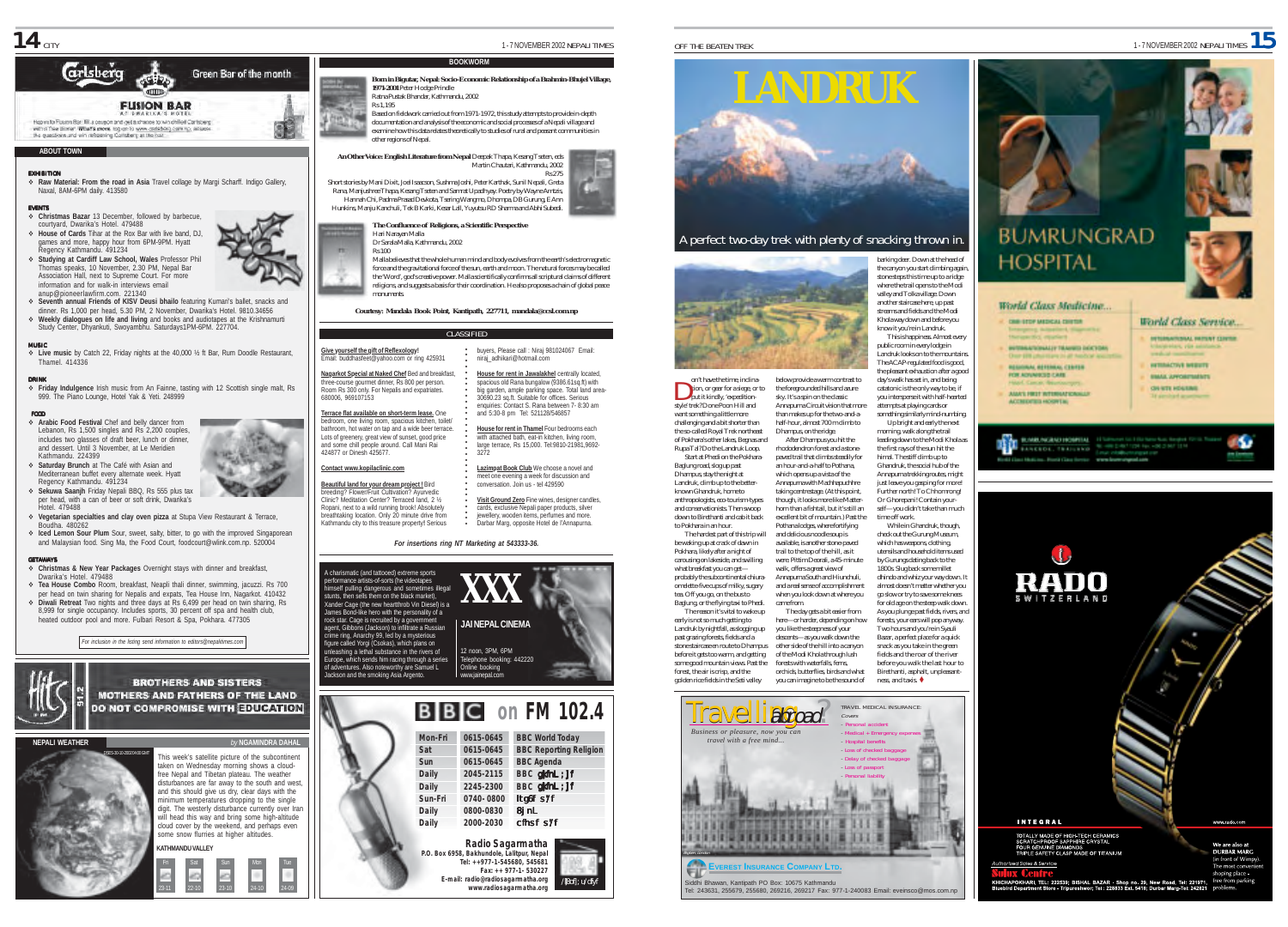# Carlsberg — Green Bar of the month

**FUSION BAR** AT DWARIKA'S HOTEL

Hopes for Fusion Bar: fill a coupon and get a chance to win chilled Carlsberg with a free dinner. **What's more**, log on to www.carlsberg.com.np, answer the questions and win refreshing Carlsberg at the bar.

## ABOUT TOWN

### EXHIBITION

- **Raw Material: From the road in Asia** Travel collage by Margi Scharff. Indigo Gallery, Naxal, 8AM-6PM daily. 413580

### EVENTS

- **Christmas Bazar** 13 December, followed by barbecue, courtyard, Dwarika's Hotel. 479488
- **House of Cards** Tihar at the Rox Bar with live band, DJ, games and more, happy hour from 6PM-9PM. Hyatt Regency Kathmandu. 491234
- **Studying at Cardiff Law School, Wales** Professor Phil Thomas speaks, 10 November, 2.30 PM, Nepal Bar Association Hall, next to Supreme Court. For more information and for walk-in interviews email anup@pioneerlawfirm.com. 221340
- **Seventh annual Friends of KISV Deusi bhailo** featuring Kumari's ballet, snacks and dinner. Rs 1,000 per head, 5.30 PM, 2 November, Dwarika's Hotel. 9810.34656
- **Weekly dialogues on life and living** and books and audiotapes at the Krishnamurti Study Center, Dhyankuti, Swoyambhu. Saturdays1PM-6PM. 227704.

### MUSIC

- **Live music** by Catch 22, Friday nights at the 40,000 ½ ft Bar, Rum Doodle Restaurant, Thamel. 414336

### DRINK

- **Friday Indulgence** Irish music from An Fainne, tasting with 12 Scottish single malt, Rs 999. The Piano Lounge, Hotel Yak & Yeti. 248999

### FOOD

- **Arabic Food Festival** Chef and belly dancer from Lebanon, Rs 1,500 singles and Rs 2,200 couples, includes two glasses of draft beer, lunch or dinner, and dessert. Until 3 November, at Le Meridien Kathmandu. 224399
- **Saturday Brunch** at The Café with Asian and Mediterranean buffet every alternate week. Hyatt Regency Kathmandu. 491234
- **Sekuwa Saanjh** Friday Nepali BBQ, Rs 555 plus tax per head, with a can of beer or soft drink, Dwarika's Hotel. 479488
- **Vegetarian specialties and clay oven pizza** at Stupa View Restaurant & Terrace, Boudha. 480262
- **Iced Lemon Sour Plum** Sour, sweet, salty, bitter, to go with the improved Singaporean and Malaysian food. Sing Ma, the Food Court, foodcourt@wlink.com.np. 520004

### GETAWAYS

- **Christmas & New Year Packages** Overnight stays with dinner and breakfast, Dwarika's Hotel. 479488
- **Tea House Combo** Room, breakfast, Neapli thali dinner, swimming, jacuzzi. Rs 700 per head on twin sharing for Nepalis and expats, Tea House Inn, Nagarkot. 410432
- **Diwali Retreat** Two nights and three days at Rs 6,499 per head on twin sharing, Rs 8,999 for single occupancy. Includes sports, 30 percent off spa and health club, heated outdoor pool and more. Fulbari Resort & Spa, Pokhara. 477305

*For inclusion in the listing send information to editors@nepalitimes.com*

**Hits 91.2** — BROTHERS AND SISTERS MOTHERS AND FATHERS OF THE LAND DO NOT COMPROMISE WITH EDUCATION

## NEPALI WEATHER

*by* **NGAMINDRA DAHAL**

This week's satellite picture of the subcontinent taken on Wednesday morning shows a cloud-free Nepal and Tibetan plateau. The weather disturbances are far away to the south and west, and this should give us dry, clear days with the minimum temperatures dropping to the single digit. The westerly disturbance currently over Iran will head this way and bring some high-altitude cloud cover by the weekend, and perhaps even some snow flurries at higher altitudes.

**KATHMANDU VALLEY**

| Fri | Sat | Sun | Mon | Tue |
|---|---|---|---|---|
| 23-11 | 22-10 | 23-10 | 24-10 | 24-09 |

## BOOKWORM

**Born in Bigutar, Nepal: Socio-Economic Relationship of a Brahmin-Bhujel Village, 1971-2001** Peter Hodge Prindle
Ratna Pustak Bhandar, Kathmandu, 2002
Rs 1,195

Based on fieldwork carried out from 1971-1972, this study attempts to provide in-depth documentation and analysis of the economic and social processes of a Nepali village and examine how this data relates theoretically to studies of rural and peasant communities in other regions of Nepal.

**An Other Voice: English Literature from Nepal** Deepak Thapa, Kesang Tseten, eds
Martin Chautari, Kathmandu, 2002
Rs 275

Short stories by Mani Dixit, Joel Isaacson, Sushma Joshi, Peter Karthak, Sunil Nepali, Greta Rana, Manjushree Thapa, Kesang Tseten and Samrat Upadhyay. Poetry by Wayne Amtzis, Hannah Chi, Padma Prasad Devkota, Tsering Wangmo, Dhompa, DB Gurung, E Ann Hunkins, Manju Kanchuli, Tek B Karki, Kesar Lall, Yuyutsu RD Sharma and Abhi Subedi.

**The Confluence of Religions, a Scientific Perspective** Hari Narayan Malla
Dr Sarala Malla, Kathmandu, 2002
Rs 100

Malla believes that the whole human mind and body evolves from the earth's electromagnetic forces and the gravitational force of the sun, earth and moon. The natural forces may be called the 'Word', god's creative power. Malla scientifically confirms all scriptural claims of different religions, and suggests a basis for their coordination. He also proposes a chain of global peace monuments.

**Courtesy: Mandala Book Point, Kantipath, 227711, mandala@ccsl.com.np**

## CLASSIFIED

**Give yourself the gift of Reflexology!** Email: buddhasfeet@yahoo.com or ring 425931

**Nagarkot Special at Naked Chef** Bed and breakfast, three-course gourmet dinner, Rs 800 per person. Room Rs 300 only. For Nepalis and expatriates. 680006, 969107153

**Terrace flat available on short-term lease.** One bedroom, one living room, spacious kitchen, toilet/bathroom, hot water on tap and a wide beer terrace. Lots of greenery, great view of sunset, good price and some chill people around. Call Mani Rai 424877 or Dinesh 425677.

**Contact www.kopilaclinic.com**

**Beautiful land for your dream project !** Bird breeding? Flower/Fruit Cultivation? Ayurvedic Clinic? Meditation Center? Terraced land, 2 ½ Ropani, next to a wild running brook! Absolutely breathtaking location. Only 20 minute drive from Kathmandu city to this treasure property!! Serious buyers, Please call : Niraj 981024067 Email: niraj_adhikari@hotmail.com

**House for rent in Jawalakhel** centrally located, spacious old Rana bungalow (9386.61sq.ft) with big garden, ample parking space. Total land area-30690.23 sq.ft. Suitable for offices. Serious enquiries: Contact S. Rana between 7- 8:30 am and 5:30-8 pm Tel: 521128/546857

**House for rent in Thamel** Four bedrooms each with attached bath, eat-in kitchen, living room, large terrace, Rs 15,000. Tel:9810-21981,9692-3272

**Lazimpat Book Club** We choose a novel and meet one evening a week for discussion and conversation. Join us - tel 429590

**Visit Ground Zero** Fine wines, designer candles, cards, exclusive Nepali paper products, silver jewellery, wooden items, perfumes and more. Darbar Marg, opposite Hotel de l'Annapurna.

*For insertions ring NT Marketing at 543333-36.*

**XXX** — **JAI NEPAL CINEMA**

A charismatic (and tattooed) extreme sports performance artists-of-sorts (the videotapes himself pulling dangerous and sometimes illegal stunts, then sells them on the black market), Xander Cage (the new heartthrob Vin Diesel) is a James Bond-like hero with the personality of a rock star. Cage is recruited by a government agent, Gibbons (Jackson) to infiltrate a Russian crime ring, Anarchy 99, led by a mysterious figure called Yorgi (Csokas), which plans on unleashing a lethal substance in the rivers of Europe, which sends him racing through a series of adventures. Also noteworthy are Samuel L Jackson and the smoking Asia Argento.

12 noon, 3PM, 6PM
Telephone booking: 442220
Online booking
www.jainepal.com

## BBC on FM 102.4

| Mon-Fri | 0615-0645 | BBC World Today |
|---|---|---|
| Sat | 0615-0645 | BBC Reporting Religion |
| Sun | 0615-0645 | BBC Agenda |
| Daily | 2045-2115 | BBC नेपाली सेवा |
| Daily | 2245-2300 | BBC नेपाली सेवा |
| Sun-Fri | 0740-0800 | राष्ट्र सेवा |
| Daily | 0800-0830 | मधुपर्क |
| Daily | 2000-2030 | खबर सेवा |

**Radio Sagarmatha**
P.O. Box 6958, Bakhundole, Lalitpur, Nepal
Tel: ++977-1-545680, 545681
Fax: ++ 977-1- 530227
E-mail: radio@radiosagarmatha.org
www.radiosagarmatha.org

# LANDRUK

## A perfect two-day trek with plenty of snacking thrown in.

Don't have the time, inclination, or gear for a siege, or to put it kindly, 'expedition-style' trek? Done Poon Hill and want something a little more challenging and a bit shorter than the so-called Royal Trek northeast of Pokhara's other lakes, Begnas and Rupa Tal? Do the Landruk Loop.

Start at Phedi on the Pokhara-Baglung road, slog up past Dhampus, stay the night at Landruk, climb up to the better-known Ghandruk, home to anthropologists, eco-tourism-types and conservationists. Then swoop down to Birethanti and cab it back to Pokhara in an hour.

The hardest part of this trip will be waking up at crack of dawn in Pokhara, likely after a night of carousing on lakeside, and swilling what breakfast you can get—probably the subcontinental chiura-omelette-five-cups-of-milky, sugary tea. Off you go, on the bus to Baglung, or the flying taxi to Phedi.

The reason it's vital to wake up early is not so much getting to Landruk by nightfall, as slogging up past grazing forests, fields and a stone staircase en route to Dhampus before it gets too warm, and getting some good mountain views. Past the forest, the air is crisp, and the golden rice fields in the Seti valley below provide a warm contrast to the foreground ed hills and azure sky. It's a spin on the classic Annapurna Circuit vision that more than makes up for the two-and-a-half-hour, almost 700m climb to Dhampus, on the ridge.

After Dhampus you hit the rhododendron forest and a stone-paved trail that climbs steadily for an hour-and-a-half to Pothana, which opens up a vista of the Annapurnas with Machhapuchhre taking centrestage. (At this point, though, it looks more like Matterhorn than a fishtail, but it's still an excellent bit of mountain.) Past the Pothana lodges, where fortifying and delicious noodle soup is available, is another stone-paved trail to the top of the hill, as it were. Pittim Deorali, a 45-minute walk, offers a great view of Annapurna South and Hiunchuli, and a real sense of accomplishment when you look down at where you came from.

The day gets a bit easier from here—or harder, depending on how you like the steepness of your descents—as you walk down the other side of the hill into a canyon of the Modi Khola through lush forests with waterfalls, ferns, orchids, butterflies, birds and what you can imagine to be the sound of barking deer. Down at the head of the canyon you start climbing again, stone steps this time up to a ridge where the trail opens to the Modi valley and Tolka village. Down another staircase here, up past streams and fields and the Modi Khola way down and before you know it you're in Landruk.

This is happiness. Almost every public room in every lodge in Landruk looks on to the mountains. The ACAP-regulated food is good, the pleasant exhaustion after a good day's walk has set in, and being catatonic is the only way to be, if you intersperse it with half-hearted attempts at playing cards or something similarly mind-numbing.

Up bright and early the next morning, walk along the trail leading down to the Modi Khola as the first rays of the sun hit the himal. The stiff climb up to Ghandruk, the social hub of the Annapurna trekking routes, might just leave you gasping for more! Further north? To Chhomrong! Or Ghorepani! Contain yourself—you didn't take than much time off work.

While in Ghandruk, though, check out the Gurung Museum, which has weapons, clothing, utensils and household items used by Gurungs dating back to the 1800s. Slug back some millet dhindo and whiz your way down. It almost doesn't matter whether you go slow or try to save some knees for old age on the steep walk down. As you plunge past fields, rivers, and forests, your ears will pop anyway. Two hours and you're in Syauli Bazar, a perfect place for a quick snack as you take in the green fields and the roar of the river before you walk the last hour to Birethanti, asphalt, unpleasantness, and taxis. ♦

**Travelling abroad**
*Business or pleasure, now you can travel with a free mind...*

TRAVEL MEDICAL INSURANCE:
Covers
- Personal accident
- Medical + Emergency expenses
- Hospital benefits
- Loss of checked baggage
- Delay of checked baggage
- Loss of passport
- Personal liability

**EVEREST INSURANCE COMPANY LTD.**
Siddhi Bhawan, Kantipath PO Box: 10675 Kathmandu
Tel: 243631, 255679, 255680, 269216, 269217 Fax: 977-1-240083 Email: eveinsco@mos.com.np

# BUMRUNGRAD HOSPITAL

**World Class Medicine...**
- ONE-STOP MEDICAL CENTER
- INTERNATIONALLY TRAINED DOCTORS
- REGIONAL REFERRAL CENTER FOR ADVANCED CARE
- ASIA'S FIRST INTERNATIONALLY ACCREDITED HOSPITAL

**World Class Service...**
- INTERNATIONAL PATIENT CENTER
- INTERACTIVE WEBSITE
- EMAIL APPOINTMENTS
- ON-SITE HOUSING

BUMRUNGRAD HOSPITAL BANGKOK, THAILAND
World Class Medicine. World Class Service. www.bumrungrad.com

# RADO SWITZERLAND

**INTEGRAL**
TOTALLY MADE OF HIGH-TECH CERAMICS
SCRATCHPROOF SAPPHIRE CRYSTAL
FOUR GENUINE DIAMONDS
TRIPLE SAFETY CLASP MADE OF TITANIUM

www.rado.com

Authorised Sales & Service
**Sulux Centre**
KHICHAPOKHARI, TEL: 222539; BISHAL BAZAR - Shop no. 25, New Road, Tel: 221071, Bluebird Department Store - Tripureshwor; Tel : 228833 Ext. 5410; Durbar Marg-Tel: 242821

We are also at DURBAR MARG (in front of Wimpy). The most convenient shoping place - free from parking problems.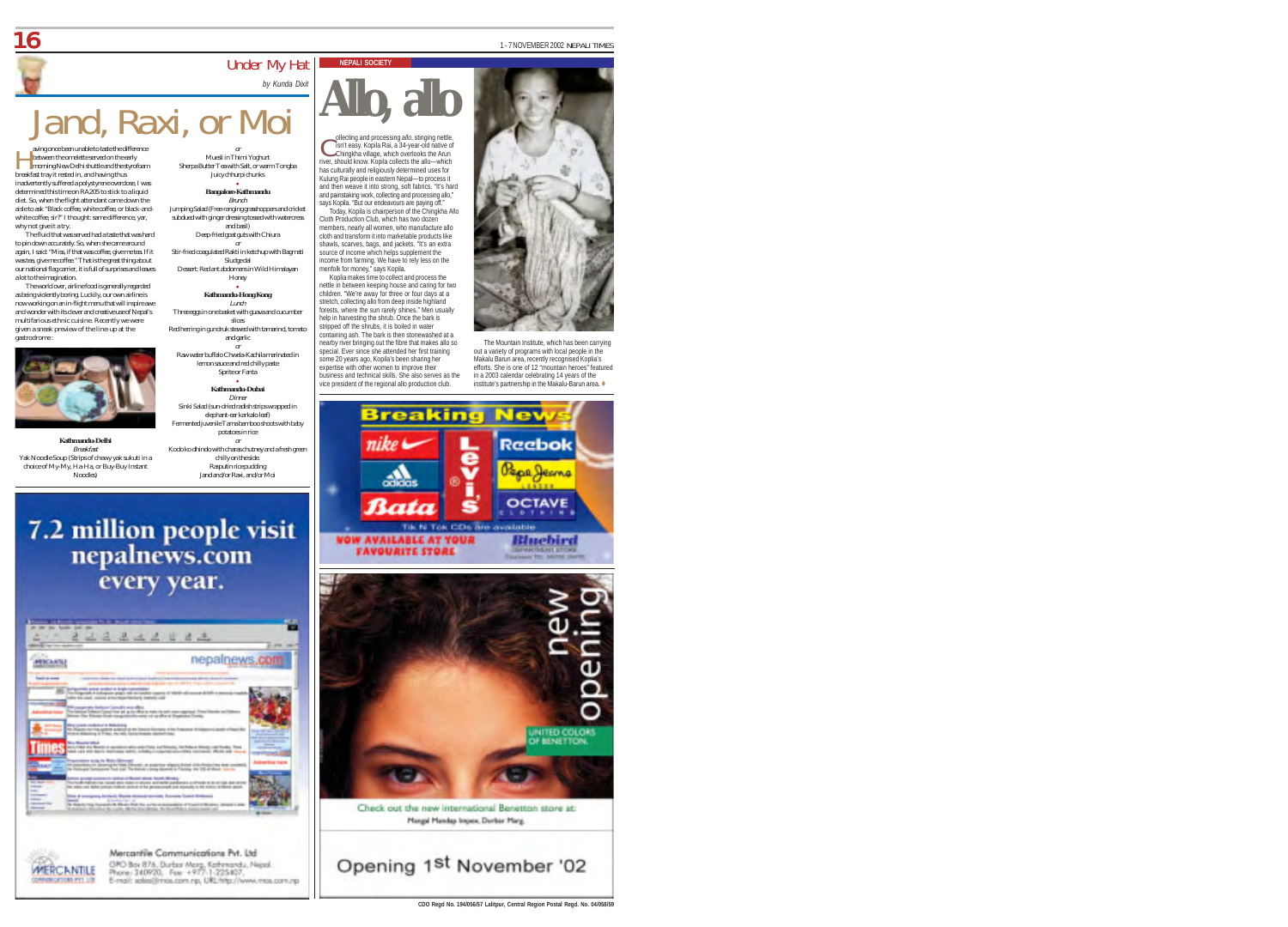## Under My Hat

*by Kunda Dixit*

# Jand, Raxi, or Moi

Having once been unable to taste the difference between the omelette served on the early morning New Delhi shuttle and the styrofoam breakfast tray it rested in, and having thus inadvertently suffered a polystyrene overdose, I was determined this time on RA205 to stick to a liquid diet. So, when the flight attendant came down the aisle to ask "Black coffee, white coffee, or black-and-white coffee, sir?" I thought: same difference, yar, why not give it a try.

The fluid that was served had a taste that was hard to pin down accurately. So, when she came around again, I said: "Miss, if that was coffee, give me tea. If it was tea, give me coffee." That is the great thing about our national flag carrier, it is full of surprises and leaves a lot to the imagination.

The world over, airline food is generally regarded as being violently boring. Luckily, our own airline is now working on an in-flight menu that will inspire awe and wonder with its clever and creative use of Nepal's multifarious ethnic cuisine. Recently we were given a sneak preview of the line-up at the gastrodrome:

**Kathmandu-Delhi**
*Breakfast*
Yak Noodle Soup (Strips of chewy yak sukuti in a choice of My-My, Ha-Ha, or Buy-Buy Instant Noodles)

*or*
Muesli in Thimi Yoghurt
Sherpa Butter Tea with Salt, or warm Tongba
Juicy chhurpi chunks

**Bangalore-Kathmandu**
*Brunch*
Jumping Salad (Free-ranging grasshoppers and cricket subdued with ginger dressing tossed with watercress and basil)
Deep-fried goat guts with Chiura
*or*
Stir-fried coagulated Rakti in ketchup with Bagmati Sludge dal
Dessert: Red ant abdomens in Wild Himalayan Honey

**Kathmandu-Hong Kong**
*Lunch*
Three eggs in one basket with guava and cucumber slices
Red herring in gundruk stewed with tamarind, tomato and garlic
*or*
Raw water buffalo Chwela-Kachila marinated in lemon sauce and red chilly paste
Sprite or Fanta

**Kathmandu-Dubai**
*Dinner*
Sinki Salad (sun-dried radish strips wrapped in elephant-ear karkalo leaf)
Fermented juvenile Tama bamboo shoots with baby potatoes in rice
*or*
Kodo ko dhindo with charas chutney and a fresh green chilly on the side.
Rajputin rice pudding
Jand and/or Raxi, and/or Moi

---

### NEPALI SOCIETY

# Allo, allo

Collecting and processing *allo*, stinging nettle, isn't easy. Kopila Rai, a 34-year-old native of Chingkha village, which overlooks the Arun river, should know. Kopila collects the allo—which has culturally and religiously determined uses for Kulung Rai people in eastern Nepal—to process it and then weave it into strong, soft fabrics. "It's hard and painstaking work, collecting and processing allo," says Kopila. "But our endeavours are paying off."

Today, Kopila is chairperson of the Chingkha Allo Cloth Production Club, which has two dozen members, nearly all women, who manufacture allo cloth and transform it into marketable products like shawls, scarves, bags, and jackets. "It's an extra source of income which helps supplement the income from farming. We have to rely less on the menfolk for money," says Kopila.

Kopila makes time to collect and process the nettle in between keeping house and caring for two children. "We're away for three or four days at a stretch, collecting allo from deep inside highland forests, where the sun rarely shines." Men usually help in harvesting the shrub. Once the bark is stripped off the shrubs, it is boiled in water containing ash. The bark is then stonewashed at a nearby river bringing out the fibre that makes allo so special. Ever since she attended her first training some 20 years ago, Kopila's been sharing her expertise with other women to improve their business and technical skills. She also serves as the vice president of the regional allo production club.

The Mountain Institute, which has been carrying out a variety of programs with local people in the Makalu Barun area, recently recognised Kopila's efforts. She is one of 12 "mountain heroes" featured in a 2003 calendar celebrating 14 years of the institute's partnership in the Makalu-Barun area.

---

## 7.2 million people visit nepalnews.com every year.

Mercantile Communications Pvt. Ltd
GPO Box 876, Durbar Marg, Kathmandu, Nepal.
Phone: 240920, Fax: +977-1-225407,
E-mail: sales@mos.com.np, URL:http://www.mos.com.np

---

Breaking News

nike · Levi's · Reebok · adidas · Pepe Jeans London · Bata · OCTAVE CLOTHING

Tik N Tok CDs are available

NOW AVAILABLE AT YOUR FAVOURITE STORE

Bluebird Department Store

---

new opening

UNITED COLORS OF BENETTON.

Check out the new international Benetton store at: Mangal Mandap Impex, Durbar Marg

Opening 1st November '02

---

CDO Regd No. 194/056/57 Lalitpur, Central Region Postal Regd. No. 04/058/59